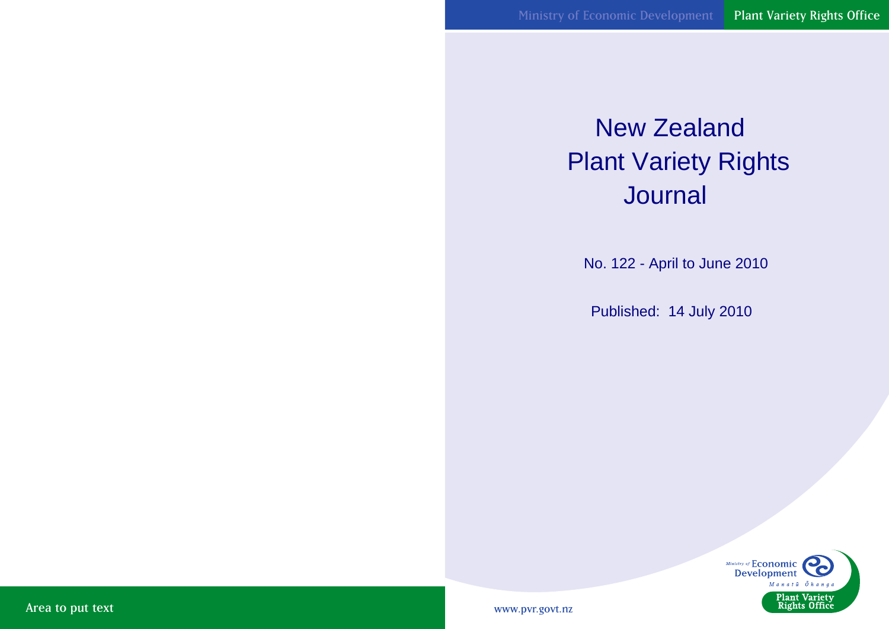Ministry of Economic Development | Plant Variety Rights Office

# New Zealand Plant Variety Rights Journal

No. 122 - April to June 2010

Published: 14 July 2010

Area to put text

www.pvr.govt.nz

Ministry of Economic Development
Manatū Ōhanga
Plant Variety Rights Office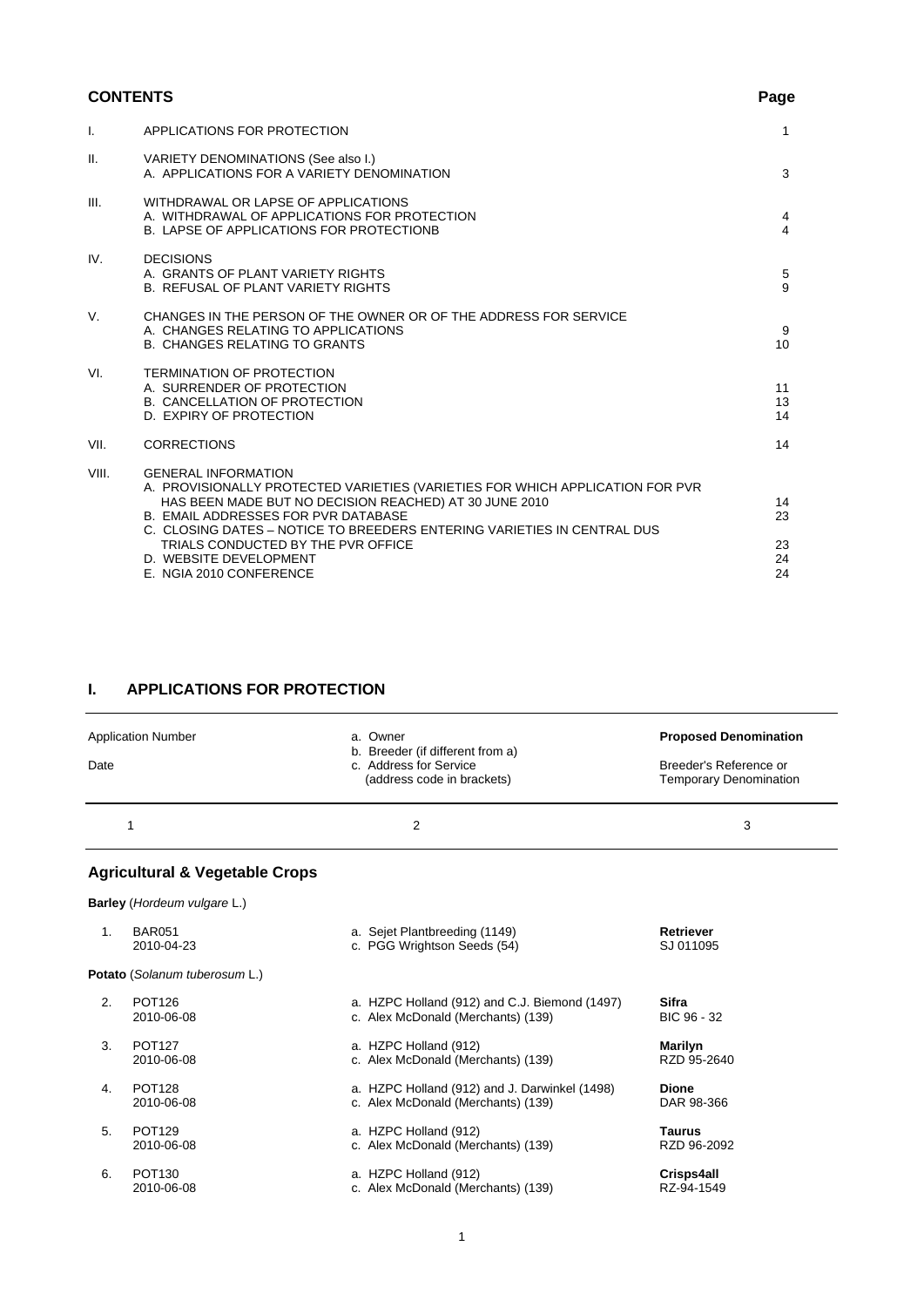## CONTENTS

| | | Page |
|---|---|---|
| I. | APPLICATIONS FOR PROTECTION | 1 |
| II. | VARIETY DENOMINATIONS (See also I.) | |
| | A. APPLICATIONS FOR A VARIETY DENOMINATION | 3 |
| III. | WITHDRAWAL OR LAPSE OF APPLICATIONS | |
| | A. WITHDRAWAL OF APPLICATIONS FOR PROTECTION | 4 |
| | B. LAPSE OF APPLICATIONS FOR PROTECTIONB | 4 |
| IV. | DECISIONS | |
| | A. GRANTS OF PLANT VARIETY RIGHTS | 5 |
| | B. REFUSAL OF PLANT VARIETY RIGHTS | 9 |
| V. | CHANGES IN THE PERSON OF THE OWNER OR OF THE ADDRESS FOR SERVICE | |
| | A. CHANGES RELATING TO APPLICATIONS | 9 |
| | B. CHANGES RELATING TO GRANTS | 10 |
| VI. | TERMINATION OF PROTECTION | |
| | A. SURRENDER OF PROTECTION | 11 |
| | B. CANCELLATION OF PROTECTION | 13 |
| | D. EXPIRY OF PROTECTION | 14 |
| VII. | CORRECTIONS | 14 |
| VIII. | GENERAL INFORMATION | |
| | A. PROVISIONALLY PROTECTED VARIETIES (VARIETIES FOR WHICH APPLICATION FOR PVR HAS BEEN MADE BUT NO DECISION REACHED) AT 30 JUNE 2010 | 14 |
| | B. EMAIL ADDRESSES FOR PVR DATABASE | 23 |
| | C. CLOSING DATES – NOTICE TO BREEDERS ENTERING VARIETIES IN CENTRAL DUS TRIALS CONDUCTED BY THE PVR OFFICE | 23 |
| | D. WEBSITE DEVELOPMENT | 24 |
| | E. NGIA 2010 CONFERENCE | 24 |

## I. APPLICATIONS FOR PROTECTION

| | Application Number<br>Date | a. Owner<br>b. Breeder (if different from a)<br>c. Address for Service<br>(address code in brackets) | **Proposed Denomination**<br>Breeder's Reference or Temporary Denomination |
|---|---|---|---|
| | 1 | 2 | 3 |

### Agricultural & Vegetable Crops

**Barley** (*Hordeum vulgare* L.)

| | | | |
|---|---|---|---|
| 1. | BAR051<br>2010-04-23 | a. Sejet Plantbreeding (1149)<br>c. PGG Wrightson Seeds (54) | **Retriever**<br>SJ 011095 |

**Potato** (*Solanum tuberosum* L.)

| | | | |
|---|---|---|---|
| 2. | POT126<br>2010-06-08 | a. HZPC Holland (912) and C.J. Biemond (1497)<br>c. Alex McDonald (Merchants) (139) | **Sifra**<br>BIC 96 - 32 |
| 3. | POT127<br>2010-06-08 | a. HZPC Holland (912)<br>c. Alex McDonald (Merchants) (139) | **Marilyn**<br>RZD 95-2640 |
| 4. | POT128<br>2010-06-08 | a. HZPC Holland (912) and J. Darwinkel (1498)<br>c. Alex McDonald (Merchants) (139) | **Dione**<br>DAR 98-366 |
| 5. | POT129<br>2010-06-08 | a. HZPC Holland (912)<br>c. Alex McDonald (Merchants) (139) | **Taurus**<br>RZD 96-2092 |
| 6. | POT130<br>2010-06-08 | a. HZPC Holland (912)<br>c. Alex McDonald (Merchants) (139) | **Crisps4all**<br>RZ-94-1549 |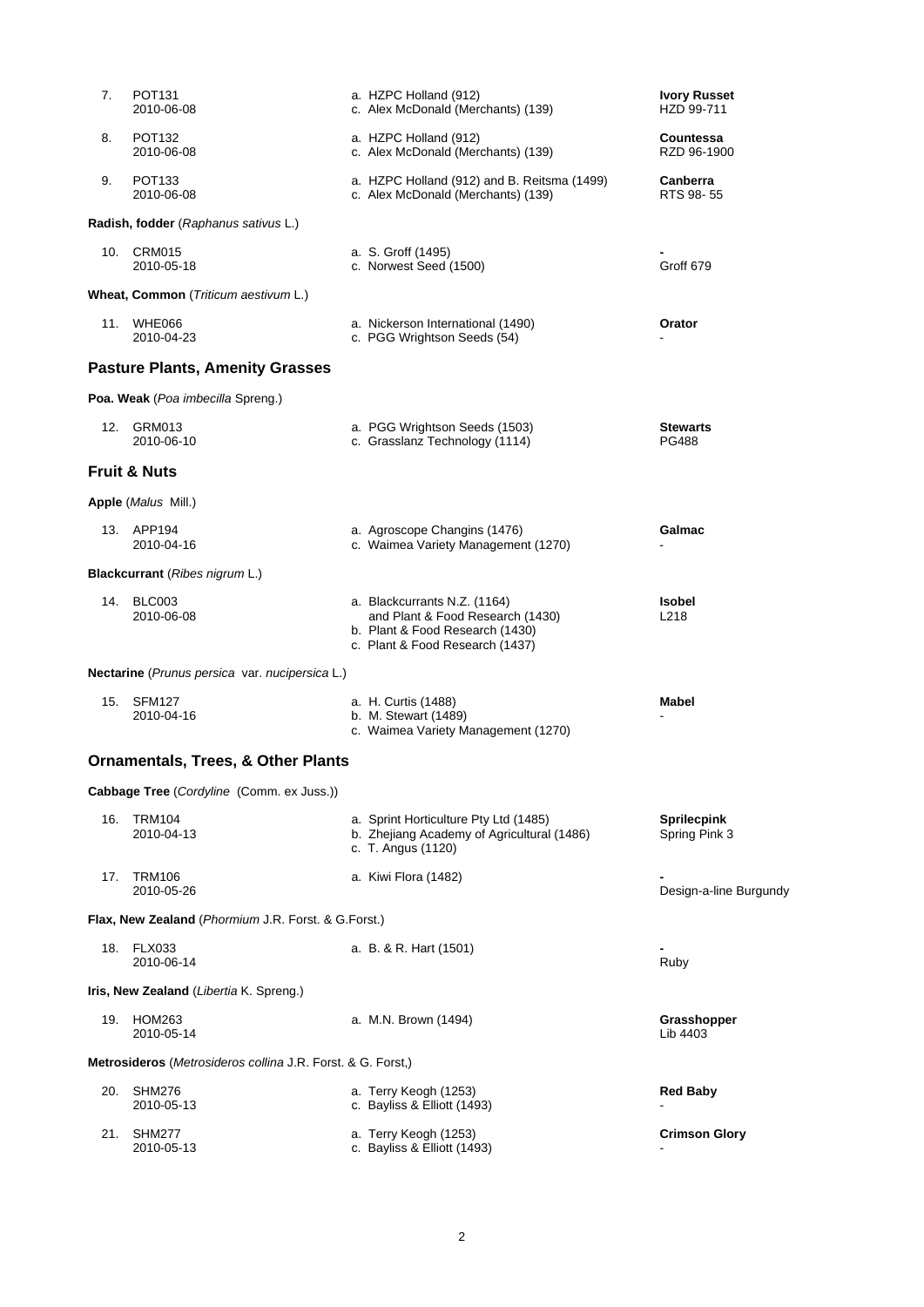| No. | Application | Applicant / Breeder / Agent | Denomination / Breeder's reference |
|---|---|---|---|
| 7. | POT131<br>2010-06-08 | a. HZPC Holland (912)<br>c. Alex McDonald (Merchants) (139) | **Ivory Russet**<br>HZD 99-711 |
| 8. | POT132<br>2010-06-08 | a. HZPC Holland (912)<br>c. Alex McDonald (Merchants) (139) | **Countessa**<br>RZD 96-1900 |
| 9. | POT133<br>2010-06-08 | a. HZPC Holland (912) and B. Reitsma (1499)<br>c. Alex McDonald (Merchants) (139) | **Canberra**<br>RTS 98- 55 |

**Radish, fodder** (*Raphanus sativus* L.)

| No. | Application | Applicant / Breeder / Agent | Denomination / Breeder's reference |
|---|---|---|---|
| 10. | CRM015<br>2010-05-18 | a. S. Groff (1495)<br>c. Norwest Seed (1500) | **-**<br>Groff 679 |

**Wheat, Common** (*Triticum aestivum* L.)

| No. | Application | Applicant / Breeder / Agent | Denomination / Breeder's reference |
|---|---|---|---|
| 11. | WHE066<br>2010-04-23 | a. Nickerson International (1490)<br>c. PGG Wrightson Seeds (54) | **Orator**<br>- |

## Pasture Plants, Amenity Grasses

**Poa. Weak** (*Poa imbecilla* Spreng.)

| No. | Application | Applicant / Breeder / Agent | Denomination / Breeder's reference |
|---|---|---|---|
| 12. | GRM013<br>2010-06-10 | a. PGG Wrightson Seeds (1503)<br>c. Grasslanz Technology (1114) | **Stewarts**<br>PG488 |

## Fruit & Nuts

**Apple** (*Malus* Mill.)

| No. | Application | Applicant / Breeder / Agent | Denomination / Breeder's reference |
|---|---|---|---|
| 13. | APP194<br>2010-04-16 | a. Agroscope Changins (1476)<br>c. Waimea Variety Management (1270) | **Galmac**<br>- |

**Blackcurrant** (*Ribes nigrum* L.)

| No. | Application | Applicant / Breeder / Agent | Denomination / Breeder's reference |
|---|---|---|---|
| 14. | BLC003<br>2010-06-08 | a. Blackcurrants N.Z. (1164) and Plant & Food Research (1430)<br>b. Plant & Food Research (1430)<br>c. Plant & Food Research (1437) | **Isobel**<br>L218 |

**Nectarine** (*Prunus persica* var. *nucipersica* L.)

| No. | Application | Applicant / Breeder / Agent | Denomination / Breeder's reference |
|---|---|---|---|
| 15. | SFM127<br>2010-04-16 | a. H. Curtis (1488)<br>b. M. Stewart (1489)<br>c. Waimea Variety Management (1270) | **Mabel**<br>- |

## Ornamentals, Trees, & Other Plants

**Cabbage Tree** (*Cordyline* (Comm. ex Juss.))

| No. | Application | Applicant / Breeder / Agent | Denomination / Breeder's reference |
|---|---|---|---|
| 16. | TRM104<br>2010-04-13 | a. Sprint Horticulture Pty Ltd (1485)<br>b. Zhejiang Academy of Agricultural (1486)<br>c. T. Angus (1120) | **Sprilecpink**<br>Spring Pink 3 |
| 17. | TRM106<br>2010-05-26 | a. Kiwi Flora (1482) | **-**<br>Design-a-line Burgundy |

**Flax, New Zealand** (*Phormium* J.R. Forst. & G.Forst.)

| No. | Application | Applicant / Breeder / Agent | Denomination / Breeder's reference |
|---|---|---|---|
| 18. | FLX033<br>2010-06-14 | a. B. & R. Hart (1501) | **-**<br>Ruby |

**Iris, New Zealand** (*Libertia* K. Spreng.)

| No. | Application | Applicant / Breeder / Agent | Denomination / Breeder's reference |
|---|---|---|---|
| 19. | HOM263<br>2010-05-14 | a. M.N. Brown (1494) | **Grasshopper**<br>Lib 4403 |

**Metrosideros** (*Metrosideros collina* J.R. Forst. & G. Forst,)

| No. | Application | Applicant / Breeder / Agent | Denomination / Breeder's reference |
|---|---|---|---|
| 20. | SHM276<br>2010-05-13 | a. Terry Keogh (1253)<br>c. Bayliss & Elliott (1493) | **Red Baby**<br>- |
| 21. | SHM277<br>2010-05-13 | a. Terry Keogh (1253)<br>c. Bayliss & Elliott (1493) | **Crimson Glory**<br>- |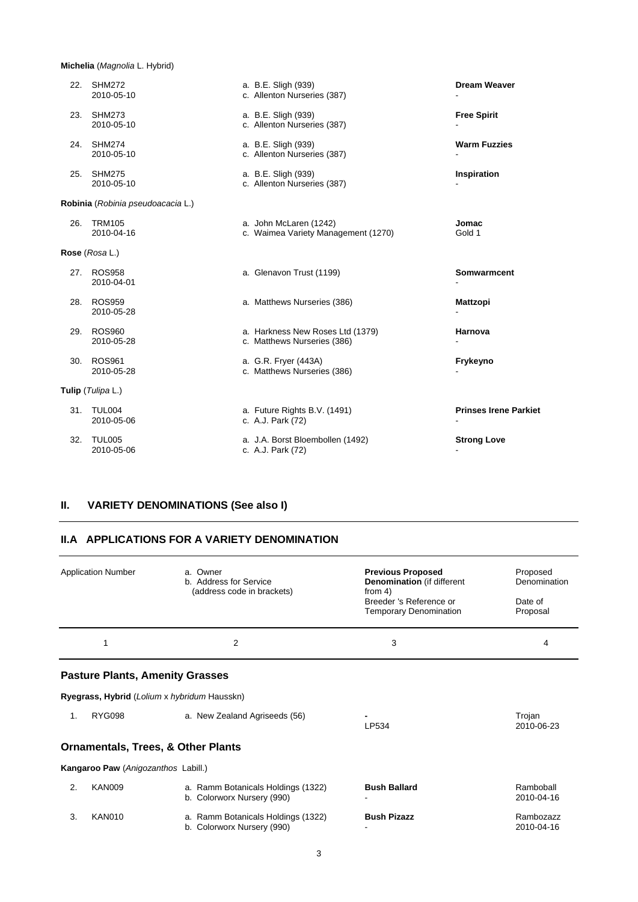**Michelia** (*Magnolia* L. Hybrid)

| | | | |
|---|---|---|---|
| 22. | SHM272<br>2010-05-10 | a. B.E. Sligh (939)<br>c. Allenton Nurseries (387) | **Dream Weaver**<br>- |
| 23. | SHM273<br>2010-05-10 | a. B.E. Sligh (939)<br>c. Allenton Nurseries (387) | **Free Spirit**<br>- |
| 24. | SHM274<br>2010-05-10 | a. B.E. Sligh (939)<br>c. Allenton Nurseries (387) | **Warm Fuzzies**<br>- |
| 25. | SHM275<br>2010-05-10 | a. B.E. Sligh (939)<br>c. Allenton Nurseries (387) | **Inspiration**<br>- |

**Robinia** (*Robinia pseudoacacia* L.)

| | | | |
|---|---|---|---|
| 26. | TRM105<br>2010-04-16 | a. John McLaren (1242)<br>c. Waimea Variety Management (1270) | **Jomac**<br>Gold 1 |

**Rose** (*Rosa* L.)

| | | | |
|---|---|---|---|
| 27. | ROS958<br>2010-04-01 | a. Glenavon Trust (1199) | **Somwarmcent**<br>- |
| 28. | ROS959<br>2010-05-28 | a. Matthews Nurseries (386) | **Mattzopi**<br>- |
| 29. | ROS960<br>2010-05-28 | a. Harkness New Roses Ltd (1379)<br>c. Matthews Nurseries (386) | **Harnova**<br>- |
| 30. | ROS961<br>2010-05-28 | a. G.R. Fryer (443A)<br>c. Matthews Nurseries (386) | **Frykeyno**<br>- |

**Tulip** (*Tulipa* L.)

| | | | |
|---|---|---|---|
| 31. | TUL004<br>2010-05-06 | a. Future Rights B.V. (1491)<br>c. A.J. Park (72) | **Prinses Irene Parkiet**<br>- |
| 32. | TUL005<br>2010-05-06 | a. J.A. Borst Bloembollen (1492)<br>c. A.J. Park (72) | **Strong Love**<br>- |

## II. VARIETY DENOMINATIONS (See also I)

## II.A APPLICATIONS FOR A VARIETY DENOMINATION

| Application Number | a. Owner<br>b. Address for Service<br>(address code in brackets) | **Previous Proposed Denomination** (if different from 4)<br>Breeder 's Reference or Temporary Denomination | Proposed Denomination<br>Date of Proposal |
|---|---|---|---|
| 1 | 2 | 3 | 4 |

### Pasture Plants, Amenity Grasses

**Ryegrass, Hybrid** (*Lolium* x *hybridum* Hausskn)

| | | | | |
|---|---|---|---|---|
| 1. | RYG098 | a. New Zealand Agriseeds (56) | **-**<br>LP534 | Trojan<br>2010-06-23 |

### Ornamentals, Trees, & Other Plants

**Kangaroo Paw** (*Anigozanthos* Labill.)

| | | | | |
|---|---|---|---|---|
| 2. | KAN009 | a. Ramm Botanicals Holdings (1322)<br>b. Colorworx Nursery (990) | **Bush Ballard**<br>- | Ramboball<br>2010-04-16 |
| 3. | KAN010 | a. Ramm Botanicals Holdings (1322)<br>b. Colorworx Nursery (990) | **Bush Pizazz**<br>- | Rambozazz<br>2010-04-16 |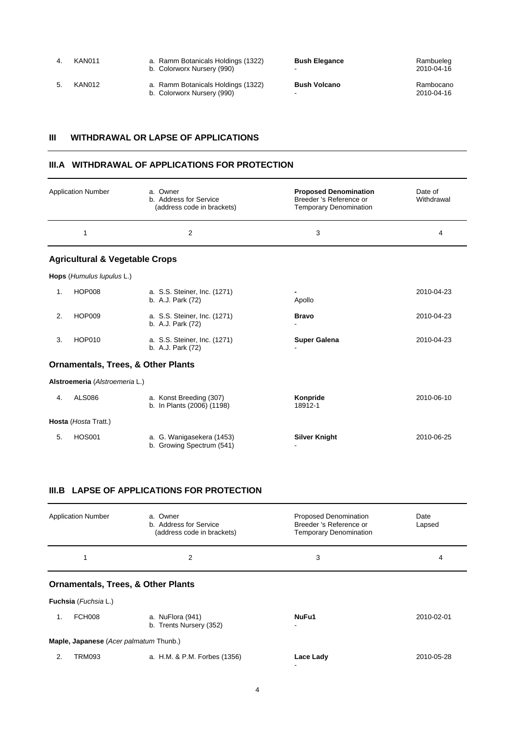| | | | | |
|---|---|---|---|---|
| 4. | KAN011 | a. Ramm Botanicals Holdings (1322)<br>b. Colorworx Nursery (990) | **Bush Elegance**<br>- | Rambueleg<br>2010-04-16 |
| 5. | KAN012 | a. Ramm Botanicals Holdings (1322)<br>b. Colorworx Nursery (990) | **Bush Volcano**<br>- | Rambocano<br>2010-04-16 |

## III WITHDRAWAL OR LAPSE OF APPLICATIONS

### III.A WITHDRAWAL OF APPLICATIONS FOR PROTECTION

| Application Number | | a. Owner<br>b. Address for Service<br>(address code in brackets) | **Proposed Denomination**<br>Breeder 's Reference or<br>Temporary Denomination | Date of Withdrawal |
|---|---|---|---|---|
| 1 | | 2 | 3 | 4 |
| **Agricultural & Vegetable Crops** | | | | |
| **Hops** (*Humulus lupulus* L.) | | | | |
| 1. | HOP008 | a. S.S. Steiner, Inc. (1271)<br>b. A.J. Park (72) | **-**<br>Apollo | 2010-04-23 |
| 2. | HOP009 | a. S.S. Steiner, Inc. (1271)<br>b. A.J. Park (72) | **Bravo**<br>- | 2010-04-23 |
| 3. | HOP010 | a. S.S. Steiner, Inc. (1271)<br>b. A.J. Park (72) | **Super Galena**<br>- | 2010-04-23 |
| **Ornamentals, Trees, & Other Plants** | | | | |
| **Alstroemeria** (*Alstroemeria* L.) | | | | |
| 4. | ALS086 | a. Konst Breeding (307)<br>b. In Plants (2006) (1198) | **Konpride**<br>18912-1 | 2010-06-10 |
| **Hosta** (*Hosta* Tratt.) | | | | |
| 5. | HOS001 | a. G. Wanigasekera (1453)<br>b. Growing Spectrum (541) | **Silver Knight**<br>- | 2010-06-25 |

### III.B LAPSE OF APPLICATIONS FOR PROTECTION

| Application Number | | a. Owner<br>b. Address for Service<br>(address code in brackets) | Proposed Denomination<br>Breeder 's Reference or<br>Temporary Denomination | Date Lapsed |
|---|---|---|---|---|
| 1 | | 2 | 3 | 4 |
| **Ornamentals, Trees, & Other Plants** | | | | |
| **Fuchsia** (*Fuchsia* L.) | | | | |
| 1. | FCH008 | a. NuFlora (941)<br>b. Trents Nursery (352) | **NuFu1**<br>- | 2010-02-01 |
| **Maple, Japanese** (*Acer palmatum* Thunb.) | | | | |
| 2. | TRM093 | a. H.M. & P.M. Forbes (1356) | **Lace Lady**<br>- | 2010-05-28 |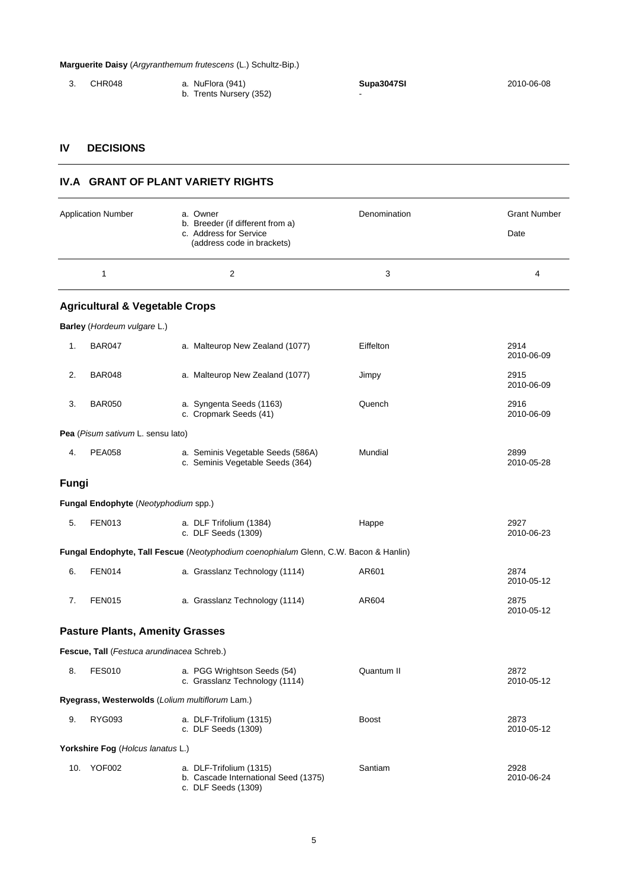**Marguerite Daisy** (*Argyranthemum frutescens* (L.) Schultz-Bip.)

| | | | | |
|---|---|---|---|---|
| 3. | CHR048 | a. NuFlora (941)<br>b. Trents Nursery (352) | **Supa3047SI**<br>- | 2010-06-08 |

## IV DECISIONS

### IV.A GRANT OF PLANT VARIETY RIGHTS

| | Application Number | a. Owner<br>b. Breeder (if different from a)<br>c. Address for Service<br>(address code in brackets) | Denomination | Grant Number<br>Date |
|---|---|---|---|---|
| | 1 | 2 | 3 | 4 |
| **Agricultural & Vegetable Crops** | | | | |
| **Barley** (*Hordeum vulgare* L.) | | | | |
| 1. | BAR047 | a. Malteurop New Zealand (1077) | Eiffelton | 2914<br>2010-06-09 |
| 2. | BAR048 | a. Malteurop New Zealand (1077) | Jimpy | 2915<br>2010-06-09 |
| 3. | BAR050 | a. Syngenta Seeds (1163)<br>c. Cropmark Seeds (41) | Quench | 2916<br>2010-06-09 |
| **Pea** (*Pisum sativum* L. sensu lato) | | | | |
| 4. | PEA058 | a. Seminis Vegetable Seeds (586A)<br>c. Seminis Vegetable Seeds (364) | Mundial | 2899<br>2010-05-28 |
| **Fungi** | | | | |
| **Fungal Endophyte** (*Neotyphodium* spp.) | | | | |
| 5. | FEN013 | a. DLF Trifolium (1384)<br>c. DLF Seeds (1309) | Happe | 2927<br>2010-06-23 |
| **Fungal Endophyte, Tall Fescue** (*Neotyphodium coenophialum* Glenn, C.W. Bacon & Hanlin) | | | | |
| 6. | FEN014 | a. Grasslanz Technology (1114) | AR601 | 2874<br>2010-05-12 |
| 7. | FEN015 | a. Grasslanz Technology (1114) | AR604 | 2875<br>2010-05-12 |
| **Pasture Plants, Amenity Grasses** | | | | |
| **Fescue, Tall** (*Festuca arundinacea* Schreb.) | | | | |
| 8. | FES010 | a. PGG Wrightson Seeds (54)<br>c. Grasslanz Technology (1114) | Quantum II | 2872<br>2010-05-12 |
| **Ryegrass, Westerwolds** (*Lolium multiflorum* Lam.) | | | | |
| 9. | RYG093 | a. DLF-Trifolium (1315)<br>c. DLF Seeds (1309) | Boost | 2873<br>2010-05-12 |
| **Yorkshire Fog** (*Holcus lanatus* L.) | | | | |
| 10. | YOF002 | a. DLF-Trifolium (1315)<br>b. Cascade International Seed (1375)<br>c. DLF Seeds (1309) | Santiam | 2928<br>2010-06-24 |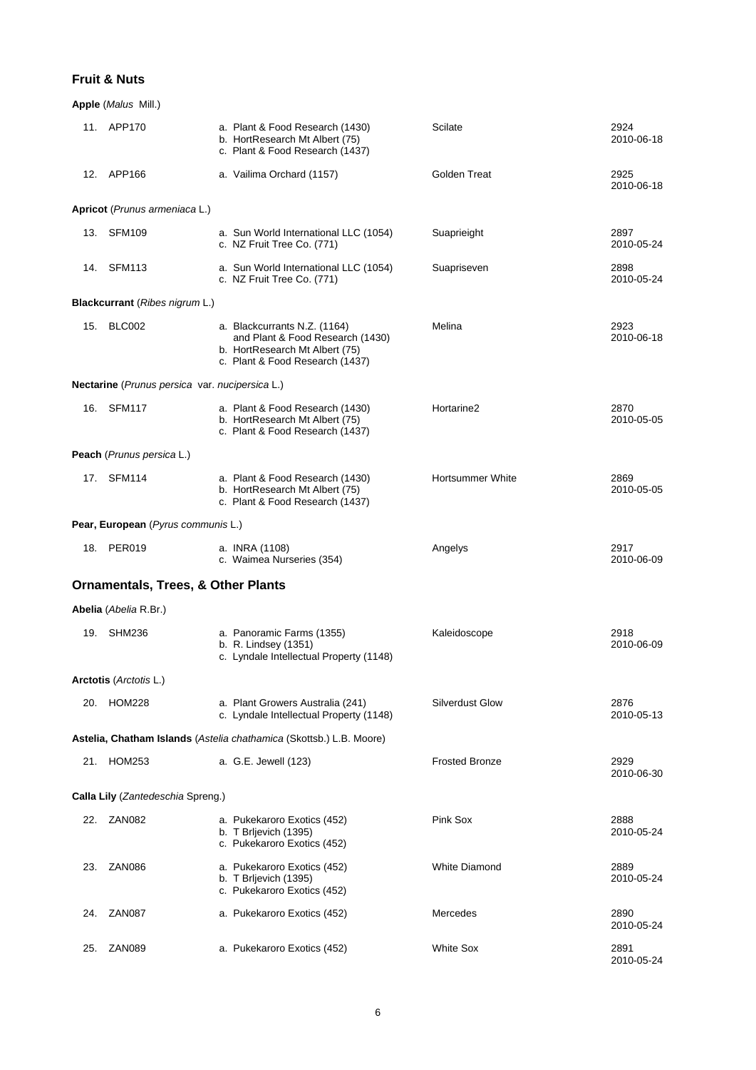## Fruit & Nuts

**Apple** (*Malus* Mill.)

| | | | | |
|---|---|---|---|---|
| 11. | APP170 | a. Plant & Food Research (1430)<br>b. HortResearch Mt Albert (75)<br>c. Plant & Food Research (1437) | Scilate | 2924<br>2010-06-18 |
| 12. | APP166 | a. Vailima Orchard (1157) | Golden Treat | 2925<br>2010-06-18 |

**Apricot** (*Prunus armeniaca* L.)

| | | | | |
|---|---|---|---|---|
| 13. | SFM109 | a. Sun World International LLC (1054)<br>c. NZ Fruit Tree Co. (771) | Suaprieight | 2897<br>2010-05-24 |
| 14. | SFM113 | a. Sun World International LLC (1054)<br>c. NZ Fruit Tree Co. (771) | Suapriseven | 2898<br>2010-05-24 |

**Blackcurrant** (*Ribes nigrum* L.)

| | | | | |
|---|---|---|---|---|
| 15. | BLC002 | a. Blackcurrants N.Z. (1164) and Plant & Food Research (1430)<br>b. HortResearch Mt Albert (75)<br>c. Plant & Food Research (1437) | Melina | 2923<br>2010-06-18 |

**Nectarine** (*Prunus persica* var. *nucipersica* L.)

| | | | | |
|---|---|---|---|---|
| 16. | SFM117 | a. Plant & Food Research (1430)<br>b. HortResearch Mt Albert (75)<br>c. Plant & Food Research (1437) | Hortarine2 | 2870<br>2010-05-05 |

**Peach** (*Prunus persica* L.)

| | | | | |
|---|---|---|---|---|
| 17. | SFM114 | a. Plant & Food Research (1430)<br>b. HortResearch Mt Albert (75)<br>c. Plant & Food Research (1437) | Hortsummer White | 2869<br>2010-05-05 |

**Pear, European** (*Pyrus communis* L.)

| | | | | |
|---|---|---|---|---|
| 18. | PER019 | a. INRA (1108)<br>c. Waimea Nurseries (354) | Angelys | 2917<br>2010-06-09 |

## Ornamentals, Trees, & Other Plants

**Abelia** (*Abelia* R.Br.)

| | | | | |
|---|---|---|---|---|
| 19. | SHM236 | a. Panoramic Farms (1355)<br>b. R. Lindsey (1351)<br>c. Lyndale Intellectual Property (1148) | Kaleidoscope | 2918<br>2010-06-09 |

**Arctotis** (*Arctotis* L.)

| | | | | |
|---|---|---|---|---|
| 20. | HOM228 | a. Plant Growers Australia (241)<br>c. Lyndale Intellectual Property (1148) | Silverdust Glow | 2876<br>2010-05-13 |

**Astelia, Chatham Islands** (*Astelia chathamica* (Skottsb.) L.B. Moore)

| | | | | |
|---|---|---|---|---|
| 21. | HOM253 | a. G.E. Jewell (123) | Frosted Bronze | 2929<br>2010-06-30 |

**Calla Lily** (*Zantedeschia* Spreng.)

| | | | | |
|---|---|---|---|---|
| 22. | ZAN082 | a. Pukekaroro Exotics (452)<br>b. T Brljevich (1395)<br>c. Pukekaroro Exotics (452) | Pink Sox | 2888<br>2010-05-24 |
| 23. | ZAN086 | a. Pukekaroro Exotics (452)<br>b. T Brljevich (1395)<br>c. Pukekaroro Exotics (452) | White Diamond | 2889<br>2010-05-24 |
| 24. | ZAN087 | a. Pukekaroro Exotics (452) | Mercedes | 2890<br>2010-05-24 |
| 25. | ZAN089 | a. Pukekaroro Exotics (452) | White Sox | 2891<br>2010-05-24 |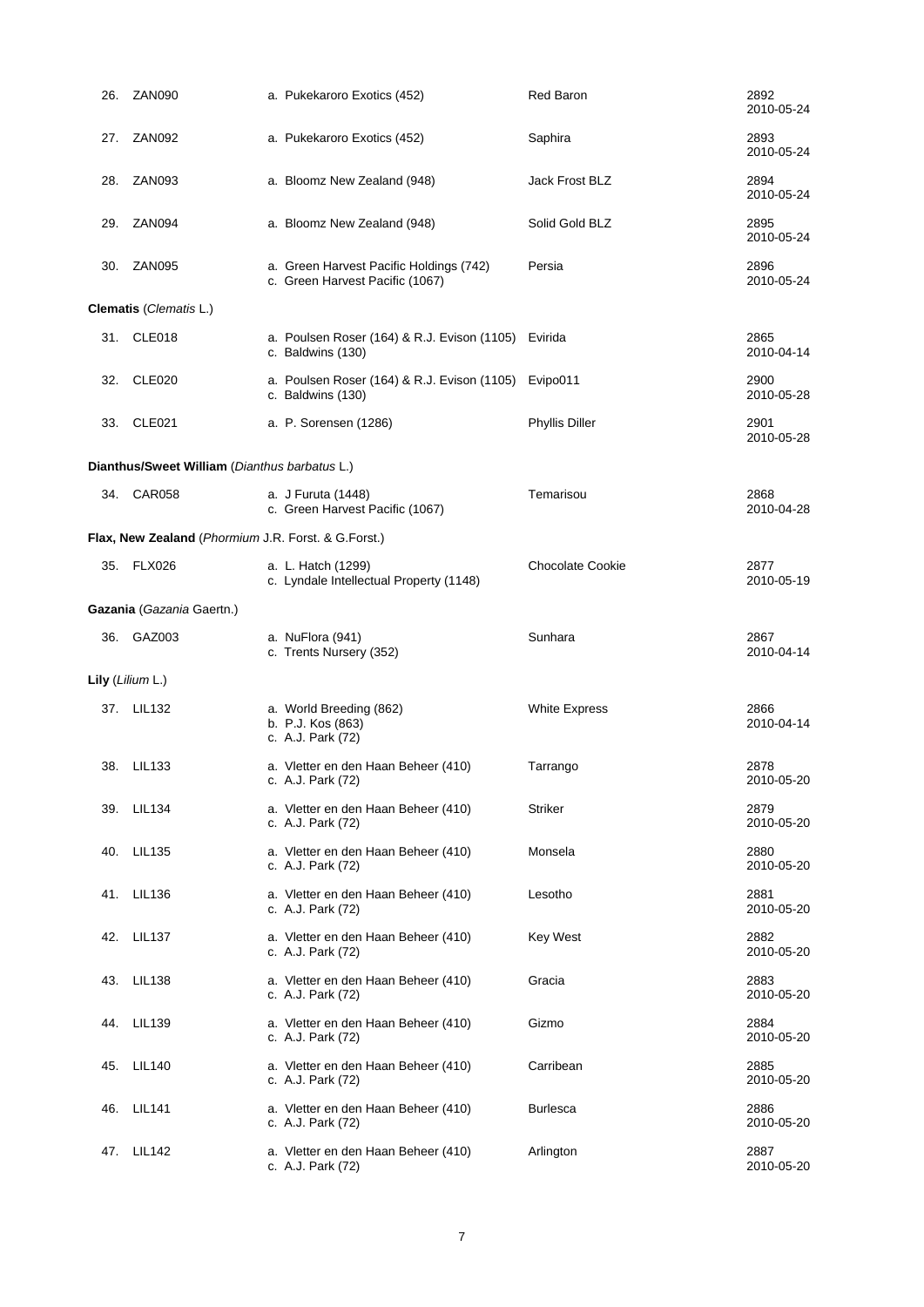| No. | Code | Applicant/Breeder/Agent | Name | Number / Date |
|---|---|---|---|---|
| 26. | ZAN090 | a. Pukekaroro Exotics (452) | Red Baron | 2892 2010-05-24 |
| 27. | ZAN092 | a. Pukekaroro Exotics (452) | Saphira | 2893 2010-05-24 |
| 28. | ZAN093 | a. Bloomz New Zealand (948) | Jack Frost BLZ | 2894 2010-05-24 |
| 29. | ZAN094 | a. Bloomz New Zealand (948) | Solid Gold BLZ | 2895 2010-05-24 |
| 30. | ZAN095 | a. Green Harvest Pacific Holdings (742) c. Green Harvest Pacific (1067) | Persia | 2896 2010-05-24 |

**Clematis** (*Clematis* L.)

| No. | Code | Applicant/Breeder/Agent | Name | Number / Date |
|---|---|---|---|---|
| 31. | CLE018 | a. Poulsen Roser (164) & R.J. Evison (1105) c. Baldwins (130) | Evirida | 2865 2010-04-14 |
| 32. | CLE020 | a. Poulsen Roser (164) & R.J. Evison (1105) c. Baldwins (130) | Evipo011 | 2900 2010-05-28 |
| 33. | CLE021 | a. P. Sorensen (1286) | Phyllis Diller | 2901 2010-05-28 |

**Dianthus/Sweet William** (*Dianthus barbatus* L.)

| No. | Code | Applicant/Breeder/Agent | Name | Number / Date |
|---|---|---|---|---|
| 34. | CAR058 | a. J Furuta (1448) c. Green Harvest Pacific (1067) | Temarisou | 2868 2010-04-28 |

**Flax, New Zealand** (*Phormium* J.R. Forst. & G.Forst.)

| No. | Code | Applicant/Breeder/Agent | Name | Number / Date |
|---|---|---|---|---|
| 35. | FLX026 | a. L. Hatch (1299) c. Lyndale Intellectual Property (1148) | Chocolate Cookie | 2877 2010-05-19 |

**Gazania** (*Gazania* Gaertn.)

| No. | Code | Applicant/Breeder/Agent | Name | Number / Date |
|---|---|---|---|---|
| 36. | GAZ003 | a. NuFlora (941) c. Trents Nursery (352) | Sunhara | 2867 2010-04-14 |

**Lily** (*Lilium* L.)

| No. | Code | Applicant/Breeder/Agent | Name | Number / Date |
|---|---|---|---|---|
| 37. | LIL132 | a. World Breeding (862) b. P.J. Kos (863) c. A.J. Park (72) | White Express | 2866 2010-04-14 |
| 38. | LIL133 | a. Vletter en den Haan Beheer (410) c. A.J. Park (72) | Tarrango | 2878 2010-05-20 |
| 39. | LIL134 | a. Vletter en den Haan Beheer (410) c. A.J. Park (72) | Striker | 2879 2010-05-20 |
| 40. | LIL135 | a. Vletter en den Haan Beheer (410) c. A.J. Park (72) | Monsela | 2880 2010-05-20 |
| 41. | LIL136 | a. Vletter en den Haan Beheer (410) c. A.J. Park (72) | Lesotho | 2881 2010-05-20 |
| 42. | LIL137 | a. Vletter en den Haan Beheer (410) c. A.J. Park (72) | Key West | 2882 2010-05-20 |
| 43. | LIL138 | a. Vletter en den Haan Beheer (410) c. A.J. Park (72) | Gracia | 2883 2010-05-20 |
| 44. | LIL139 | a. Vletter en den Haan Beheer (410) c. A.J. Park (72) | Gizmo | 2884 2010-05-20 |
| 45. | LIL140 | a. Vletter en den Haan Beheer (410) c. A.J. Park (72) | Carribean | 2885 2010-05-20 |
| 46. | LIL141 | a. Vletter en den Haan Beheer (410) c. A.J. Park (72) | Burlesca | 2886 2010-05-20 |
| 47. | LIL142 | a. Vletter en den Haan Beheer (410) c. A.J. Park (72) | Arlington | 2887 2010-05-20 |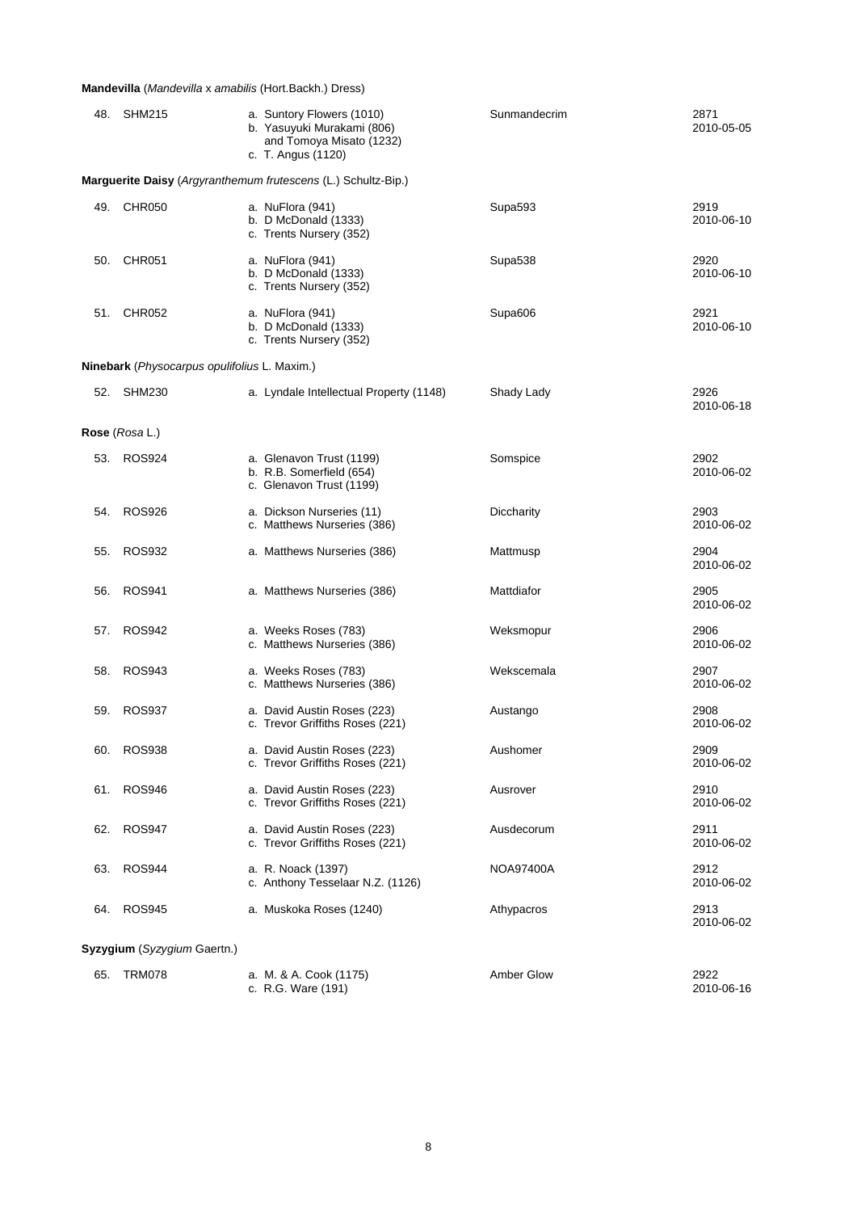**Mandevilla** (*Mandevilla* x *amabilis* (Hort.Backh.) Dress)

| | | | | |
|---|---|---|---|---|
| 48. | SHM215 | a. Suntory Flowers (1010)<br>b. Yasuyuki Murakami (806) and Tomoya Misato (1232)<br>c. T. Angus (1120) | Sunmandecrim | 2871<br>2010-05-05 |

**Marguerite Daisy** (*Argyranthemum frutescens* (L.) Schultz-Bip.)

| | | | | |
|---|---|---|---|---|
| 49. | CHR050 | a. NuFlora (941)<br>b. D McDonald (1333)<br>c. Trents Nursery (352) | Supa593 | 2919<br>2010-06-10 |
| 50. | CHR051 | a. NuFlora (941)<br>b. D McDonald (1333)<br>c. Trents Nursery (352) | Supa538 | 2920<br>2010-06-10 |
| 51. | CHR052 | a. NuFlora (941)<br>b. D McDonald (1333)<br>c. Trents Nursery (352) | Supa606 | 2921<br>2010-06-10 |

**Ninebark** (*Physocarpus opulifolius* L. Maxim.)

| | | | | |
|---|---|---|---|---|
| 52. | SHM230 | a. Lyndale Intellectual Property (1148) | Shady Lady | 2926<br>2010-06-18 |

**Rose** (*Rosa* L.)

| | | | | |
|---|---|---|---|---|
| 53. | ROS924 | a. Glenavon Trust (1199)<br>b. R.B. Somerfield (654)<br>c. Glenavon Trust (1199) | Somspice | 2902<br>2010-06-02 |
| 54. | ROS926 | a. Dickson Nurseries (11)<br>c. Matthews Nurseries (386) | Diccharity | 2903<br>2010-06-02 |
| 55. | ROS932 | a. Matthews Nurseries (386) | Mattmusp | 2904<br>2010-06-02 |
| 56. | ROS941 | a. Matthews Nurseries (386) | Mattdiafor | 2905<br>2010-06-02 |
| 57. | ROS942 | a. Weeks Roses (783)<br>c. Matthews Nurseries (386) | Weksmopur | 2906<br>2010-06-02 |
| 58. | ROS943 | a. Weeks Roses (783)<br>c. Matthews Nurseries (386) | Wekscemala | 2907<br>2010-06-02 |
| 59. | ROS937 | a. David Austin Roses (223)<br>c. Trevor Griffiths Roses (221) | Austango | 2908<br>2010-06-02 |
| 60. | ROS938 | a. David Austin Roses (223)<br>c. Trevor Griffiths Roses (221) | Aushomer | 2909<br>2010-06-02 |
| 61. | ROS946 | a. David Austin Roses (223)<br>c. Trevor Griffiths Roses (221) | Ausrover | 2910<br>2010-06-02 |
| 62. | ROS947 | a. David Austin Roses (223)<br>c. Trevor Griffiths Roses (221) | Ausdecorum | 2911<br>2010-06-02 |
| 63. | ROS944 | a. R. Noack (1397)<br>c. Anthony Tesselaar N.Z. (1126) | NOA97400A | 2912<br>2010-06-02 |
| 64. | ROS945 | a. Muskoka Roses (1240) | Athypacros | 2913<br>2010-06-02 |

**Syzygium** (*Syzygium* Gaertn.)

| | | | | |
|---|---|---|---|---|
| 65. | TRM078 | a. M. & A. Cook (1175)<br>c. R.G. Ware (191) | Amber Glow | 2922<br>2010-06-16 |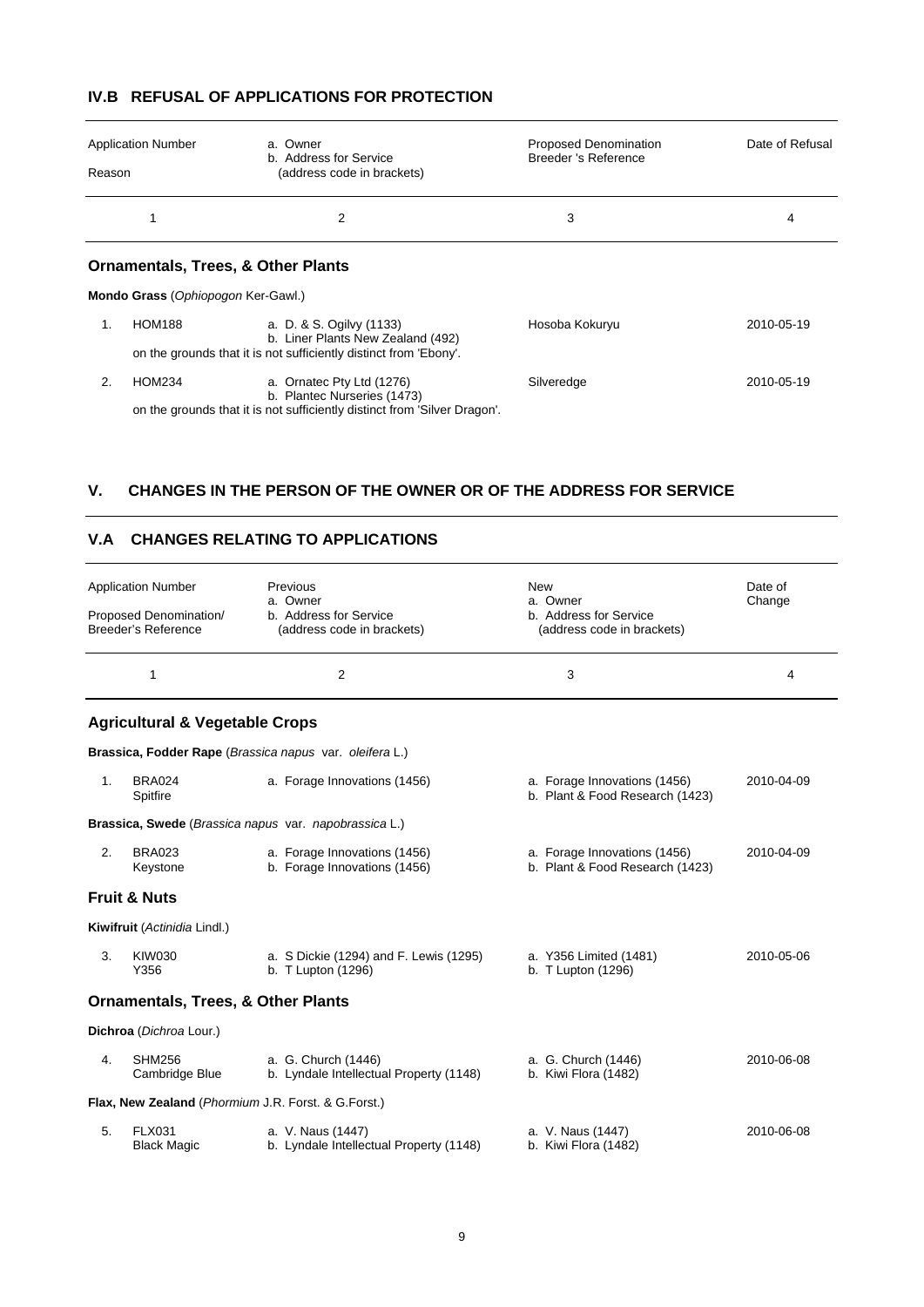## IV.B REFUSAL OF APPLICATIONS FOR PROTECTION

| | Application Number<br>Reason | a. Owner<br>b. Address for Service<br>(address code in brackets) | Proposed Denomination<br>Breeder 's Reference | Date of Refusal |
|---|---|---|---|---|
| | 1 | 2 | 3 | 4 |

### Ornamentals, Trees, & Other Plants

**Mondo Grass** (*Ophiopogon* Ker-Gawl.)

| | Application Number | Owner / Address for Service | Proposed Denomination | Date of Refusal |
|---|---|---|---|---|
| 1. | HOM188 | a. D. & S. Ogilvy (1133)<br>b. Liner Plants New Zealand (492) | Hosoba Kokuryu | 2010-05-19 |
| | on the grounds that it is not sufficiently distinct from 'Ebony'. | | | |
| 2. | HOM234 | a. Ornatec Pty Ltd (1276)<br>b. Plantec Nurseries (1473) | Silveredge | 2010-05-19 |
| | on the grounds that it is not sufficiently distinct from 'Silver Dragon'. | | | |

## V. CHANGES IN THE PERSON OF THE OWNER OR OF THE ADDRESS FOR SERVICE

## V.A CHANGES RELATING TO APPLICATIONS

| | Application Number<br>Proposed Denomination/<br>Breeder's Reference | Previous<br>a. Owner<br>b. Address for Service<br>(address code in brackets) | New<br>a. Owner<br>b. Address for Service<br>(address code in brackets) | Date of Change |
|---|---|---|---|---|
| | 1 | 2 | 3 | 4 |

### Agricultural & Vegetable Crops

**Brassica, Fodder Rape** (*Brassica napus* var. *oleifera* L.)

| | | | | |
|---|---|---|---|---|
| 1. | BRA024<br>Spitfire | a. Forage Innovations (1456) | a. Forage Innovations (1456)<br>b. Plant & Food Research (1423) | 2010-04-09 |

**Brassica, Swede** (*Brassica napus* var. *napobrassica* L.)

| | | | | |
|---|---|---|---|---|
| 2. | BRA023<br>Keystone | a. Forage Innovations (1456)<br>b. Forage Innovations (1456) | a. Forage Innovations (1456)<br>b. Plant & Food Research (1423) | 2010-04-09 |

### Fruit & Nuts

**Kiwifruit** (*Actinidia* Lindl.)

| | | | | |
|---|---|---|---|---|
| 3. | KIW030<br>Y356 | a. S Dickie (1294) and F. Lewis (1295)<br>b. T Lupton (1296) | a. Y356 Limited (1481)<br>b. T Lupton (1296) | 2010-05-06 |

### Ornamentals, Trees, & Other Plants

**Dichroa** (*Dichroa* Lour.)

| | | | | |
|---|---|---|---|---|
| 4. | SHM256<br>Cambridge Blue | a. G. Church (1446)<br>b. Lyndale Intellectual Property (1148) | a. G. Church (1446)<br>b. Kiwi Flora (1482) | 2010-06-08 |

**Flax, New Zealand** (*Phormium* J.R. Forst. & G.Forst.)

| | | | | |
|---|---|---|---|---|
| 5. | FLX031<br>Black Magic | a. V. Naus (1447)<br>b. Lyndale Intellectual Property (1148) | a. V. Naus (1447)<br>b. Kiwi Flora (1482) | 2010-06-08 |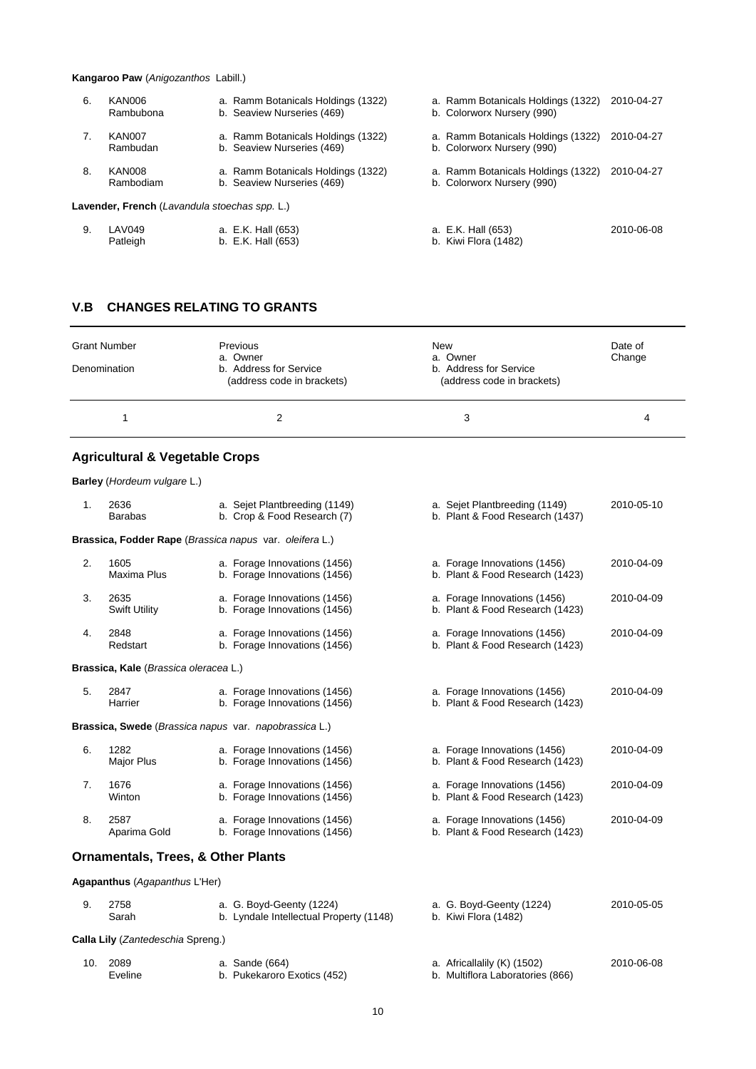**Kangaroo Paw** (*Anigozanthos* Labill.)

| | | | | |
|---|---|---|---|---|
| 6. | KAN006<br>Rambubona | a. Ramm Botanicals Holdings (1322)<br>b. Seaview Nurseries (469) | a. Ramm Botanicals Holdings (1322)<br>b. Colorworx Nursery (990) | 2010-04-27 |
| 7. | KAN007<br>Rambudan | a. Ramm Botanicals Holdings (1322)<br>b. Seaview Nurseries (469) | a. Ramm Botanicals Holdings (1322)<br>b. Colorworx Nursery (990) | 2010-04-27 |
| 8. | KAN008<br>Rambodiam | a. Ramm Botanicals Holdings (1322)<br>b. Seaview Nurseries (469) | a. Ramm Botanicals Holdings (1322)<br>b. Colorworx Nursery (990) | 2010-04-27 |

**Lavender, French** (*Lavandula stoechas spp.* L.)

| | | | | |
|---|---|---|---|---|
| 9. | LAV049<br>Patleigh | a. E.K. Hall (653)<br>b. E.K. Hall (653) | a. E.K. Hall (653)<br>b. Kiwi Flora (1482) | 2010-06-08 |

## V.B CHANGES RELATING TO GRANTS

| | Grant Number<br>Denomination | Previous<br>a. Owner<br>b. Address for Service<br>(address code in brackets) | New<br>a. Owner<br>b. Address for Service<br>(address code in brackets) | Date of Change |
|---|---|---|---|---|
| | 1 | 2 | 3 | 4 |

### Agricultural & Vegetable Crops

**Barley** (*Hordeum vulgare* L.)

| | | | | |
|---|---|---|---|---|
| 1. | 2636<br>Barabas | a. Sejet Plantbreeding (1149)<br>b. Crop & Food Research (7) | a. Sejet Plantbreeding (1149)<br>b. Plant & Food Research (1437) | 2010-05-10 |

**Brassica, Fodder Rape** (*Brassica napus* var. *oleifera* L.)

| | | | | |
|---|---|---|---|---|
| 2. | 1605<br>Maxima Plus | a. Forage Innovations (1456)<br>b. Forage Innovations (1456) | a. Forage Innovations (1456)<br>b. Plant & Food Research (1423) | 2010-04-09 |
| 3. | 2635<br>Swift Utility | a. Forage Innovations (1456)<br>b. Forage Innovations (1456) | a. Forage Innovations (1456)<br>b. Plant & Food Research (1423) | 2010-04-09 |
| 4. | 2848<br>Redstart | a. Forage Innovations (1456)<br>b. Forage Innovations (1456) | a. Forage Innovations (1456)<br>b. Plant & Food Research (1423) | 2010-04-09 |

**Brassica, Kale** (*Brassica oleracea* L.)

| | | | | |
|---|---|---|---|---|
| 5. | 2847<br>Harrier | a. Forage Innovations (1456)<br>b. Forage Innovations (1456) | a. Forage Innovations (1456)<br>b. Plant & Food Research (1423) | 2010-04-09 |

**Brassica, Swede** (*Brassica napus* var. *napobrassica* L.)

| | | | | |
|---|---|---|---|---|
| 6. | 1282<br>Major Plus | a. Forage Innovations (1456)<br>b. Forage Innovations (1456) | a. Forage Innovations (1456)<br>b. Plant & Food Research (1423) | 2010-04-09 |
| 7. | 1676<br>Winton | a. Forage Innovations (1456)<br>b. Forage Innovations (1456) | a. Forage Innovations (1456)<br>b. Plant & Food Research (1423) | 2010-04-09 |
| 8. | 2587<br>Aparima Gold | a. Forage Innovations (1456)<br>b. Forage Innovations (1456) | a. Forage Innovations (1456)<br>b. Plant & Food Research (1423) | 2010-04-09 |

### Ornamentals, Trees, & Other Plants

**Agapanthus** (*Agapanthus* L'Her)

| | | | | |
|---|---|---|---|---|
| 9. | 2758<br>Sarah | a. G. Boyd-Geenty (1224)<br>b. Lyndale Intellectual Property (1148) | a. G. Boyd-Geenty (1224)<br>b. Kiwi Flora (1482) | 2010-05-05 |

**Calla Lily** (*Zantedeschia* Spreng.)

| | | | | |
|---|---|---|---|---|
| 10. | 2089<br>Eveline | a. Sande (664)<br>b. Pukekaroro Exotics (452) | a. Africallalily (K) (1502)<br>b. Multiflora Laboratories (866) | 2010-06-08 |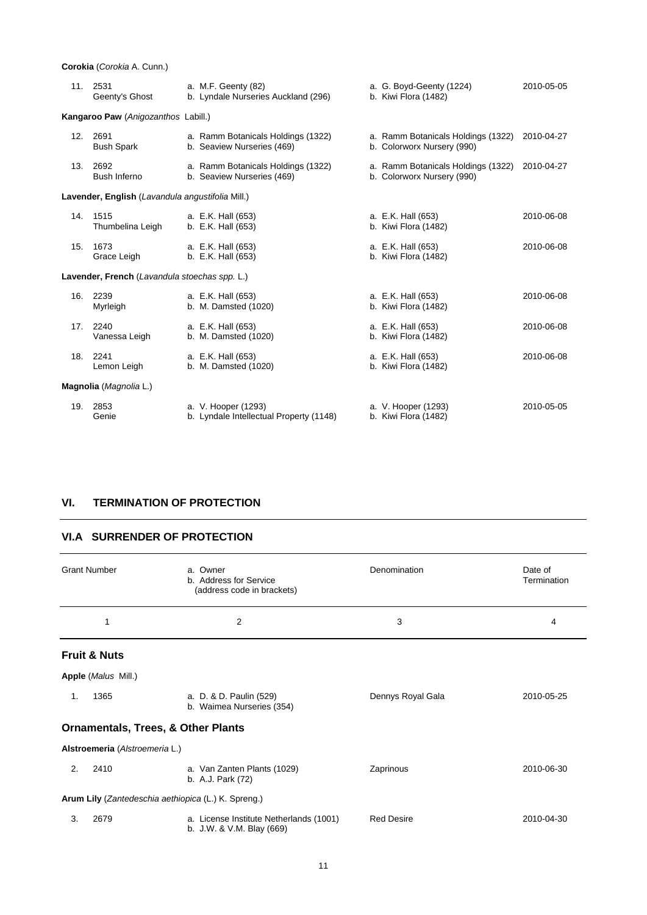**Corokia** (*Corokia* A. Cunn.)

| | | | | |
|---|---|---|---|---|
| 11. | 2531<br>Geenty's Ghost | a. M.F. Geenty (82)<br>b. Lyndale Nurseries Auckland (296) | a. G. Boyd-Geenty (1224)<br>b. Kiwi Flora (1482) | 2010-05-05 |

**Kangaroo Paw** (*Anigozanthos* Labill.)

| | | | | |
|---|---|---|---|---|
| 12. | 2691<br>Bush Spark | a. Ramm Botanicals Holdings (1322)<br>b. Seaview Nurseries (469) | a. Ramm Botanicals Holdings (1322)<br>b. Colorworx Nursery (990) | 2010-04-27 |
| 13. | 2692<br>Bush Inferno | a. Ramm Botanicals Holdings (1322)<br>b. Seaview Nurseries (469) | a. Ramm Botanicals Holdings (1322)<br>b. Colorworx Nursery (990) | 2010-04-27 |

**Lavender, English** (*Lavandula angustifolia* Mill.)

| | | | | |
|---|---|---|---|---|
| 14. | 1515<br>Thumbelina Leigh | a. E.K. Hall (653)<br>b. E.K. Hall (653) | a. E.K. Hall (653)<br>b. Kiwi Flora (1482) | 2010-06-08 |
| 15. | 1673<br>Grace Leigh | a. E.K. Hall (653)<br>b. E.K. Hall (653) | a. E.K. Hall (653)<br>b. Kiwi Flora (1482) | 2010-06-08 |

**Lavender, French** (*Lavandula stoechas spp.* L.)

| | | | | |
|---|---|---|---|---|
| 16. | 2239<br>Myrleigh | a. E.K. Hall (653)<br>b. M. Damsted (1020) | a. E.K. Hall (653)<br>b. Kiwi Flora (1482) | 2010-06-08 |
| 17. | 2240<br>Vanessa Leigh | a. E.K. Hall (653)<br>b. M. Damsted (1020) | a. E.K. Hall (653)<br>b. Kiwi Flora (1482) | 2010-06-08 |
| 18. | 2241<br>Lemon Leigh | a. E.K. Hall (653)<br>b. M. Damsted (1020) | a. E.K. Hall (653)<br>b. Kiwi Flora (1482) | 2010-06-08 |

**Magnolia** (*Magnolia* L.)

| | | | | |
|---|---|---|---|---|
| 19. | 2853<br>Genie | a. V. Hooper (1293)<br>b. Lyndale Intellectual Property (1148) | a. V. Hooper (1293)<br>b. Kiwi Flora (1482) | 2010-05-05 |

## VI. TERMINATION OF PROTECTION

### VI.A SURRENDER OF PROTECTION

| | Grant Number | a. Owner<br>b. Address for Service<br>(address code in brackets) | Denomination | Date of Termination |
|---|---|---|---|---|
| | 1 | 2 | 3 | 4 |
| **Fruit & Nuts** | | | | |
| **Apple** (*Malus* Mill.) | | | | |
| 1. | 1365 | a. D. & D. Paulin (529)<br>b. Waimea Nurseries (354) | Dennys Royal Gala | 2010-05-25 |
| **Ornamentals, Trees, & Other Plants** | | | | |
| **Alstroemeria** (*Alstroemeria* L.) | | | | |
| 2. | 2410 | a. Van Zanten Plants (1029)<br>b. A.J. Park (72) | Zaprinous | 2010-06-30 |
| **Arum Lily** (*Zantedeschia aethiopica* (L.) K. Spreng.) | | | | |
| 3. | 2679 | a. License Institute Netherlands (1001)<br>b. J.W. & V.M. Blay (669) | Red Desire | 2010-04-30 |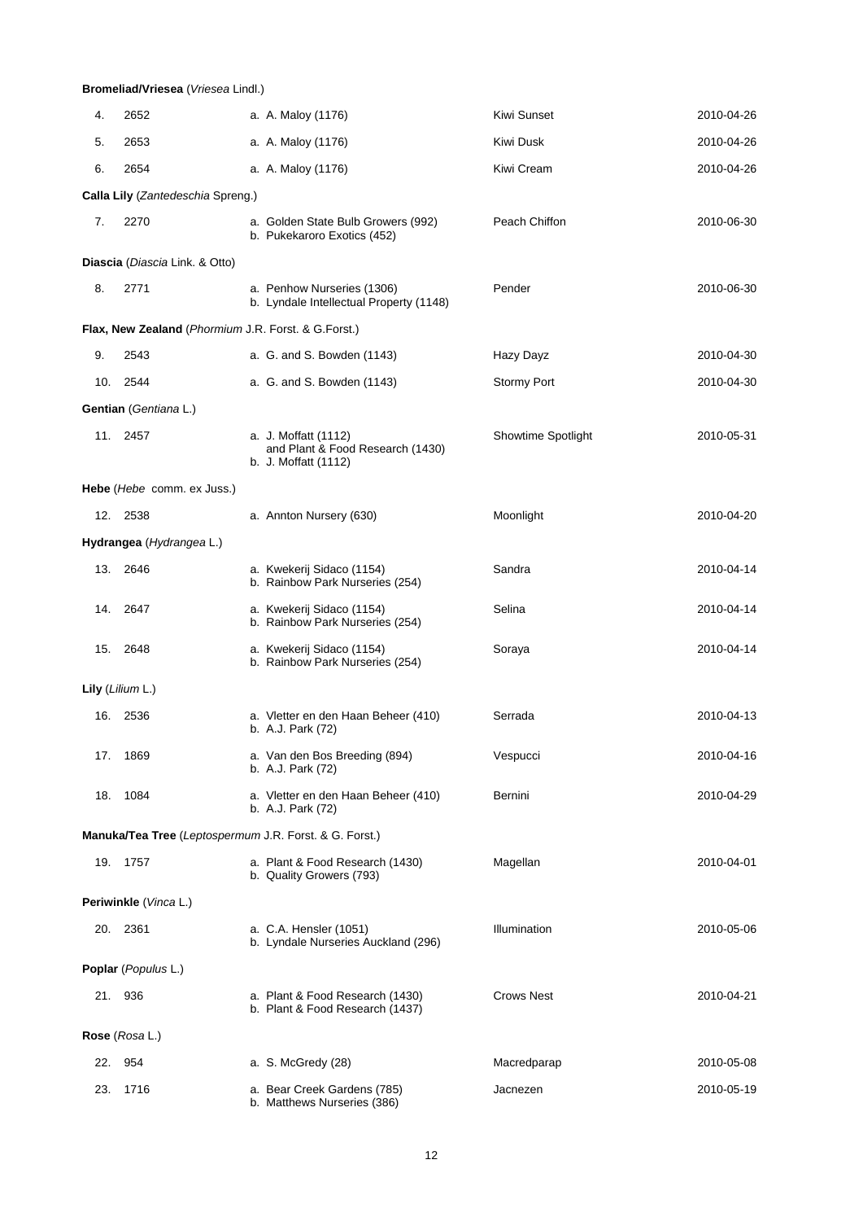**Bromeliad/Vriesea** (*Vriesea* Lindl.)

| | | | | |
|---|---|---|---|---|
| 4. | 2652 | a. A. Maloy (1176) | Kiwi Sunset | 2010-04-26 |
| 5. | 2653 | a. A. Maloy (1176) | Kiwi Dusk | 2010-04-26 |
| 6. | 2654 | a. A. Maloy (1176) | Kiwi Cream | 2010-04-26 |

**Calla Lily** (*Zantedeschia* Spreng.)

| | | | | |
|---|---|---|---|---|
| 7. | 2270 | a. Golden State Bulb Growers (992)<br>b. Pukekaroro Exotics (452) | Peach Chiffon | 2010-06-30 |

**Diascia** (*Diascia* Link. & Otto)

| | | | | |
|---|---|---|---|---|
| 8. | 2771 | a. Penhow Nurseries (1306)<br>b. Lyndale Intellectual Property (1148) | Pender | 2010-06-30 |

**Flax, New Zealand** (*Phormium* J.R. Forst. & G.Forst.)

| | | | | |
|---|---|---|---|---|
| 9. | 2543 | a. G. and S. Bowden (1143) | Hazy Dayz | 2010-04-30 |
| 10. | 2544 | a. G. and S. Bowden (1143) | Stormy Port | 2010-04-30 |

**Gentian** (*Gentiana* L.)

| | | | | |
|---|---|---|---|---|
| 11. | 2457 | a. J. Moffatt (1112)<br>and Plant & Food Research (1430)<br>b. J. Moffatt (1112) | Showtime Spotlight | 2010-05-31 |

**Hebe** (*Hebe* comm. ex Juss.)

| | | | | |
|---|---|---|---|---|
| 12. | 2538 | a. Annton Nursery (630) | Moonlight | 2010-04-20 |

**Hydrangea** (*Hydrangea* L.)

| | | | | |
|---|---|---|---|---|
| 13. | 2646 | a. Kwekerij Sidaco (1154)<br>b. Rainbow Park Nurseries (254) | Sandra | 2010-04-14 |
| 14. | 2647 | a. Kwekerij Sidaco (1154)<br>b. Rainbow Park Nurseries (254) | Selina | 2010-04-14 |
| 15. | 2648 | a. Kwekerij Sidaco (1154)<br>b. Rainbow Park Nurseries (254) | Soraya | 2010-04-14 |

**Lily** (*Lilium* L.)

| | | | | |
|---|---|---|---|---|
| 16. | 2536 | a. Vletter en den Haan Beheer (410)<br>b. A.J. Park (72) | Serrada | 2010-04-13 |
| 17. | 1869 | a. Van den Bos Breeding (894)<br>b. A.J. Park (72) | Vespucci | 2010-04-16 |
| 18. | 1084 | a. Vletter en den Haan Beheer (410)<br>b. A.J. Park (72) | Bernini | 2010-04-29 |

**Manuka/Tea Tree** (*Leptospermum* J.R. Forst. & G. Forst.)

| | | | | |
|---|---|---|---|---|
| 19. | 1757 | a. Plant & Food Research (1430)<br>b. Quality Growers (793) | Magellan | 2010-04-01 |

**Periwinkle** (*Vinca* L.)

| | | | | |
|---|---|---|---|---|
| 20. | 2361 | a. C.A. Hensler (1051)<br>b. Lyndale Nurseries Auckland (296) | Illumination | 2010-05-06 |

**Poplar** (*Populus* L.)

| | | | | |
|---|---|---|---|---|
| 21. | 936 | a. Plant & Food Research (1430)<br>b. Plant & Food Research (1437) | Crows Nest | 2010-04-21 |

**Rose** (*Rosa* L.)

| | | | | |
|---|---|---|---|---|
| 22. | 954 | a. S. McGredy (28) | Macredparap | 2010-05-08 |
| 23. | 1716 | a. Bear Creek Gardens (785)<br>b. Matthews Nurseries (386) | Jacnezen | 2010-05-19 |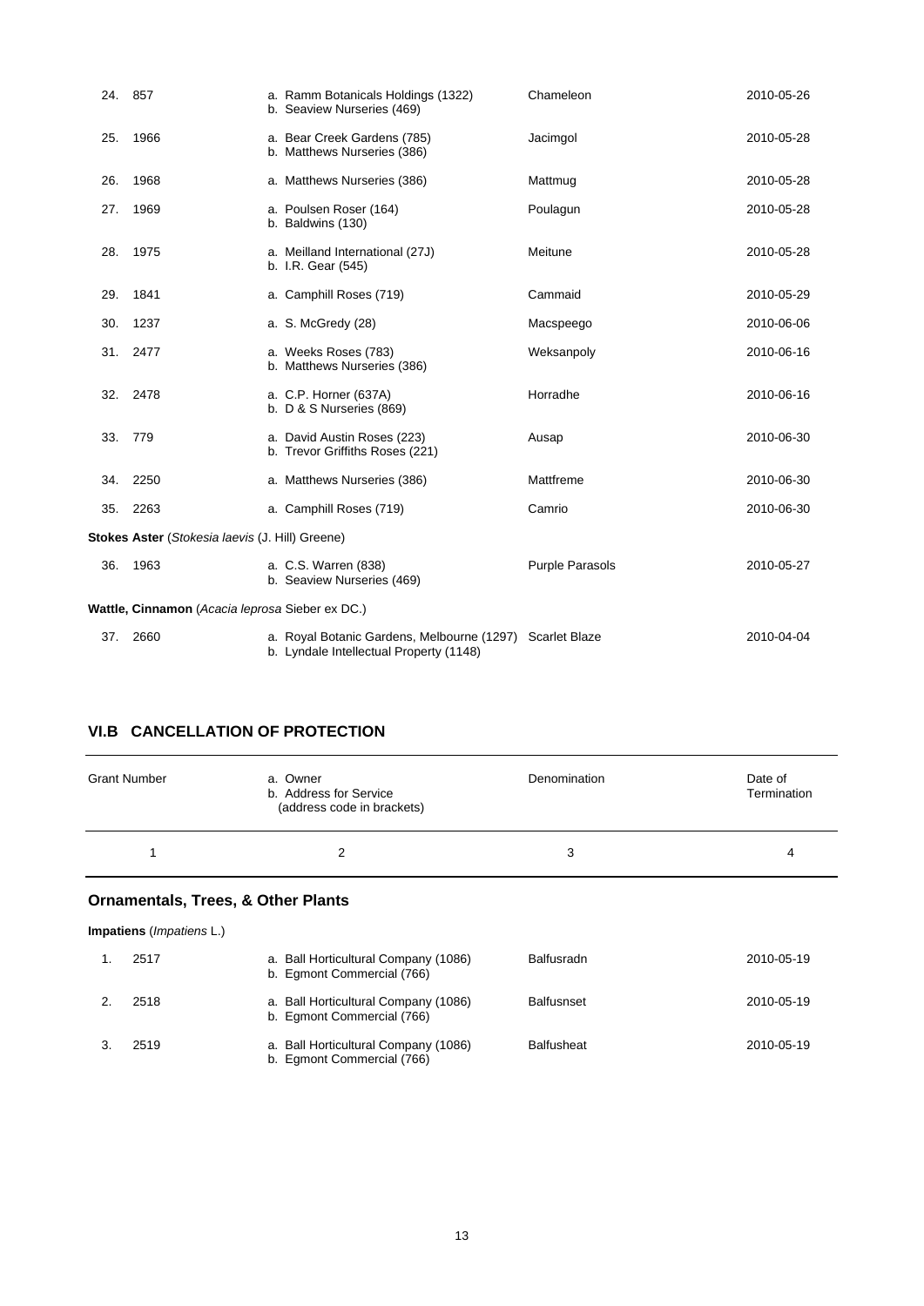| | | | | |
|---|---|---|---|---|
| 24. | 857 | a. Ramm Botanicals Holdings (1322)<br>b. Seaview Nurseries (469) | Chameleon | 2010-05-26 |
| 25. | 1966 | a. Bear Creek Gardens (785)<br>b. Matthews Nurseries (386) | Jacimgol | 2010-05-28 |
| 26. | 1968 | a. Matthews Nurseries (386) | Mattmug | 2010-05-28 |
| 27. | 1969 | a. Poulsen Roser (164)<br>b. Baldwins (130) | Poulagun | 2010-05-28 |
| 28. | 1975 | a. Meilland International (27J)<br>b. I.R. Gear (545) | Meitune | 2010-05-28 |
| 29. | 1841 | a. Camphill Roses (719) | Cammaid | 2010-05-29 |
| 30. | 1237 | a. S. McGredy (28) | Macspeego | 2010-06-06 |
| 31. | 2477 | a. Weeks Roses (783)<br>b. Matthews Nurseries (386) | Weksanpoly | 2010-06-16 |
| 32. | 2478 | a. C.P. Horner (637A)<br>b. D & S Nurseries (869) | Horradhe | 2010-06-16 |
| 33. | 779 | a. David Austin Roses (223)<br>b. Trevor Griffiths Roses (221) | Ausap | 2010-06-30 |
| 34. | 2250 | a. Matthews Nurseries (386) | Mattfreme | 2010-06-30 |
| 35. | 2263 | a. Camphill Roses (719) | Camrio | 2010-06-30 |

**Stokes Aster** (*Stokesia laevis* (J. Hill) Greene)

| | | | | |
|---|---|---|---|---|
| 36. | 1963 | a. C.S. Warren (838)<br>b. Seaview Nurseries (469) | Purple Parasols | 2010-05-27 |

**Wattle, Cinnamon** (*Acacia leprosa* Sieber ex DC.)

| | | | | |
|---|---|---|---|---|
| 37. | 2660 | a. Royal Botanic Gardens, Melbourne (1297)<br>b. Lyndale Intellectual Property (1148) | Scarlet Blaze | 2010-04-04 |

## VI.B CANCELLATION OF PROTECTION

| Grant Number | a. Owner<br>b. Address for Service<br>(address code in brackets) | Denomination | Date of Termination |
|---|---|---|---|
| 1 | 2 | 3 | 4 |

### Ornamentals, Trees, & Other Plants

**Impatiens** (*Impatiens* L.)

| | | | | |
|---|---|---|---|---|
| 1. | 2517 | a. Ball Horticultural Company (1086)<br>b. Egmont Commercial (766) | Balfusradn | 2010-05-19 |
| 2. | 2518 | a. Ball Horticultural Company (1086)<br>b. Egmont Commercial (766) | Balfusnset | 2010-05-19 |
| 3. | 2519 | a. Ball Horticultural Company (1086)<br>b. Egmont Commercial (766) | Balfusheat | 2010-05-19 |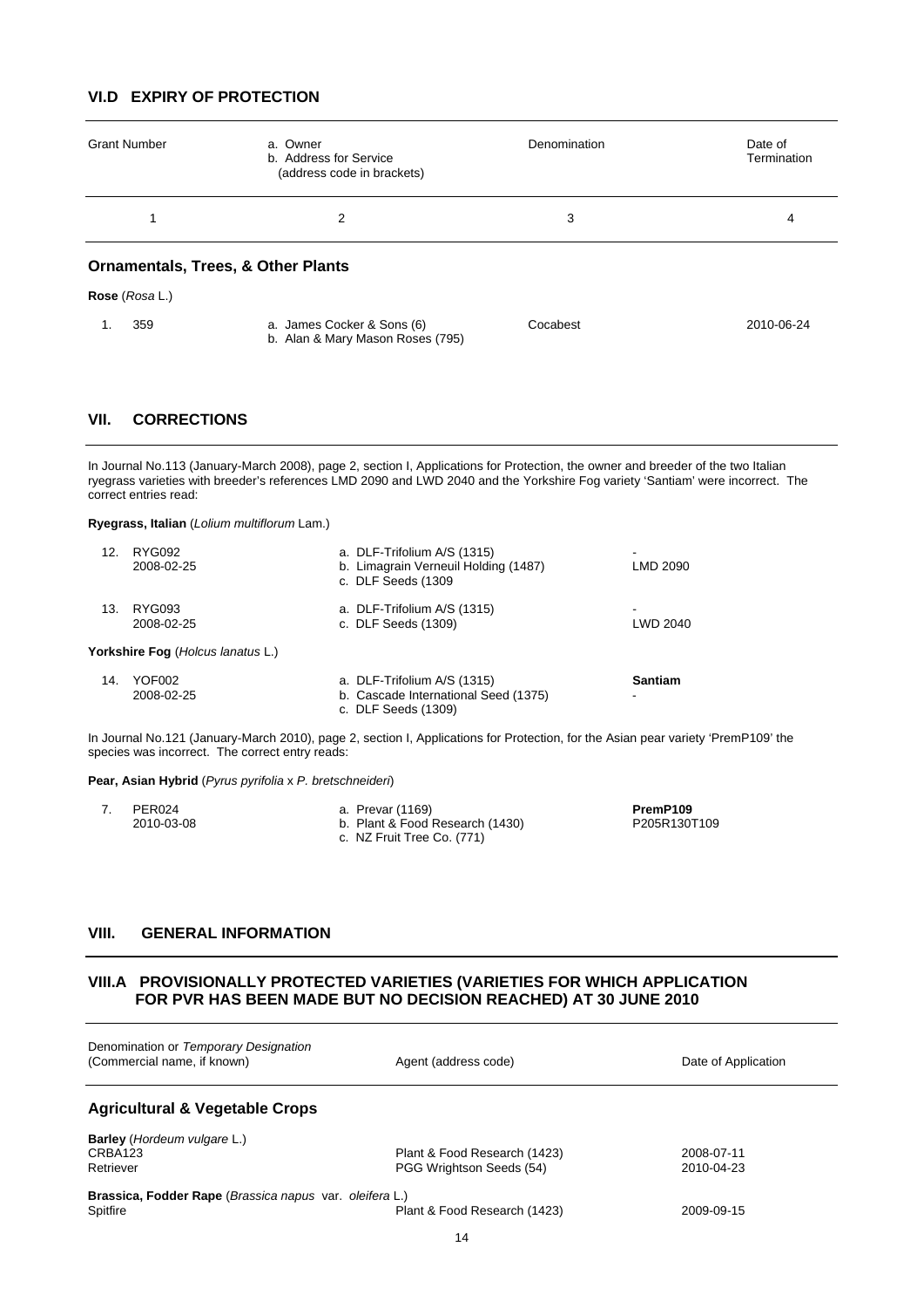## VI.D EXPIRY OF PROTECTION

| Grant Number | a. Owner<br>b. Address for Service<br>(address code in brackets) | Denomination | Date of Termination |
|---|---|---|---|
| 1 | 2 | 3 | 4 |

### Ornamentals, Trees, & Other Plants

**Rose** (*Rosa* L.)

| | | | |
|---|---|---|---|
| 1. 359 | a. James Cocker & Sons (6)<br>b. Alan & Mary Mason Roses (795) | Cocabest | 2010-06-24 |

## VII. CORRECTIONS

In Journal No.113 (January-March 2008), page 2, section I, Applications for Protection, the owner and breeder of the two Italian ryegrass varieties with breeder's references LMD 2090 and LWD 2040 and the Yorkshire Fog variety 'Santiam' were incorrect. The correct entries read:

**Ryegrass, Italian** (*Lolium multiflorum* Lam.)

| | | |
|---|---|---|
| 12. RYG092<br>2008-02-25 | a. DLF-Trifolium A/S (1315)<br>b. Limagrain Verneuil Holding (1487)<br>c. DLF Seeds (1309 | -<br>LMD 2090 |
| 13. RYG093<br>2008-02-25 | a. DLF-Trifolium A/S (1315)<br>c. DLF Seeds (1309) | -<br>LWD 2040 |

**Yorkshire Fog** (*Holcus lanatus* L.)

| | | |
|---|---|---|
| 14. YOF002<br>2008-02-25 | a. DLF-Trifolium A/S (1315)<br>b. Cascade International Seed (1375)<br>c. DLF Seeds (1309) | **Santiam**<br>- |

In Journal No.121 (January-March 2010), page 2, section I, Applications for Protection, for the Asian pear variety 'PremP109' the species was incorrect. The correct entry reads:

**Pear, Asian Hybrid** (*Pyrus pyrifolia* x *P. bretschneideri*)

| | | |
|---|---|---|
| 7. PER024<br>2010-03-08 | a. Prevar (1169)<br>b. Plant & Food Research (1430)<br>c. NZ Fruit Tree Co. (771) | **PremP109**<br>P205R130T109 |

## VIII. GENERAL INFORMATION

### VIII.A PROVISIONALLY PROTECTED VARIETIES (VARIETIES FOR WHICH APPLICATION FOR PVR HAS BEEN MADE BUT NO DECISION REACHED) AT 30 JUNE 2010

| Denomination or *Temporary Designation*<br>(Commercial name, if known) | Agent (address code) | Date of Application |
|---|---|---|

### Agricultural & Vegetable Crops

**Barley** (*Hordeum vulgare* L.)

| | | |
|---|---|---|
| CRBA123 | Plant & Food Research (1423) | 2008-07-11 |
| Retriever | PGG Wrightson Seeds (54) | 2010-04-23 |

**Brassica, Fodder Rape** (*Brassica napus* var. *oleifera* L.)

| | | |
|---|---|---|
| Spitfire | Plant & Food Research (1423) | 2009-09-15 |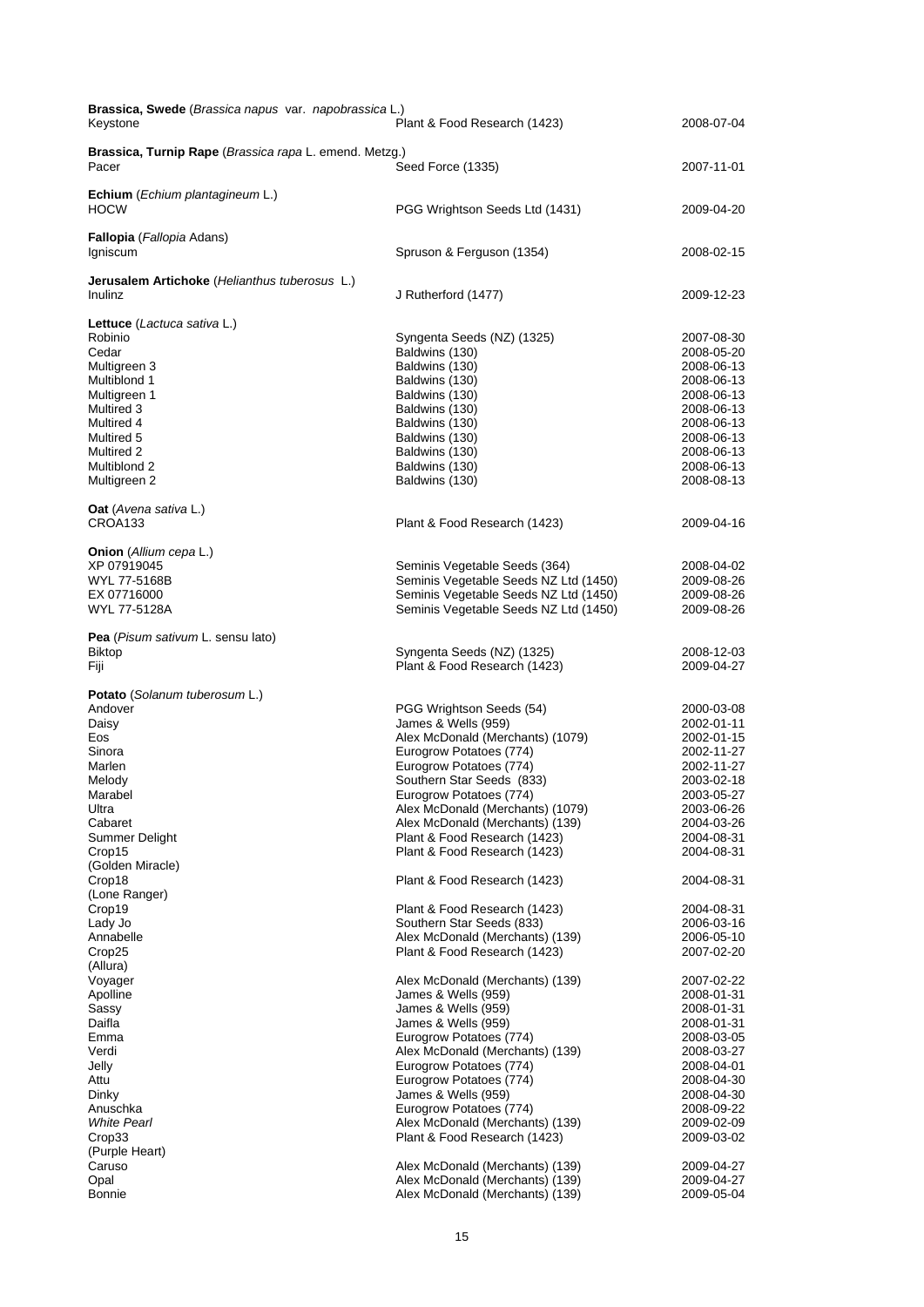**Brassica, Swede** (*Brassica napus* var. *napobrassica* L.)

| | | |
|---|---|---|
| Keystone | Plant & Food Research (1423) | 2008-07-04 |

**Brassica, Turnip Rape** (*Brassica rapa* L. emend. Metzg.)

| | | |
|---|---|---|
| Pacer | Seed Force (1335) | 2007-11-01 |

**Echium** (*Echium plantagineum* L.)

| | | |
|---|---|---|
| HOCW | PGG Wrightson Seeds Ltd (1431) | 2009-04-20 |

**Fallopia** (*Fallopia* Adans)

| | | |
|---|---|---|
| Igniscum | Spruson & Ferguson (1354) | 2008-02-15 |

**Jerusalem Artichoke** (*Helianthus tuberosus* L.)

| | | |
|---|---|---|
| Inulinz | J Rutherford (1477) | 2009-12-23 |

**Lettuce** (*Lactuca sativa* L.)

| | | |
|---|---|---|
| Robinio | Syngenta Seeds (NZ) (1325) | 2007-08-30 |
| Cedar | Baldwins (130) | 2008-05-20 |
| Multigreen 3 | Baldwins (130) | 2008-06-13 |
| Multiblond 1 | Baldwins (130) | 2008-06-13 |
| Multigreen 1 | Baldwins (130) | 2008-06-13 |
| Multired 3 | Baldwins (130) | 2008-06-13 |
| Multired 4 | Baldwins (130) | 2008-06-13 |
| Multired 5 | Baldwins (130) | 2008-06-13 |
| Multired 2 | Baldwins (130) | 2008-06-13 |
| Multiblond 2 | Baldwins (130) | 2008-06-13 |
| Multigreen 2 | Baldwins (130) | 2008-08-13 |

**Oat** (*Avena sativa* L.)

| | | |
|---|---|---|
| CROA133 | Plant & Food Research (1423) | 2009-04-16 |

**Onion** (*Allium cepa* L.)

| | | |
|---|---|---|
| XP 07919045 | Seminis Vegetable Seeds (364) | 2008-04-02 |
| WYL 77-5168B | Seminis Vegetable Seeds NZ Ltd (1450) | 2009-08-26 |
| EX 07716000 | Seminis Vegetable Seeds NZ Ltd (1450) | 2009-08-26 |
| WYL 77-5128A | Seminis Vegetable Seeds NZ Ltd (1450) | 2009-08-26 |

**Pea** (*Pisum sativum* L. sensu lato)

| | | |
|---|---|---|
| Biktop | Syngenta Seeds (NZ) (1325) | 2008-12-03 |
| Fiji | Plant & Food Research (1423) | 2009-04-27 |

**Potato** (*Solanum tuberosum* L.)

| | | |
|---|---|---|
| Andover | PGG Wrightson Seeds (54) | 2000-03-08 |
| Daisy | James & Wells (959) | 2002-01-11 |
| Eos | Alex McDonald (Merchants) (1079) | 2002-01-15 |
| Sinora | Eurogrow Potatoes (774) | 2002-11-27 |
| Marlen | Eurogrow Potatoes (774) | 2002-11-27 |
| Melody | Southern Star Seeds (833) | 2003-02-18 |
| Marabel | Eurogrow Potatoes (774) | 2003-05-27 |
| Ultra | Alex McDonald (Merchants) (1079) | 2003-06-26 |
| Cabaret | Alex McDonald (Merchants) (139) | 2004-03-26 |
| Summer Delight | Plant & Food Research (1423) | 2004-08-31 |
| Crop15 (Golden Miracle) | Plant & Food Research (1423) | 2004-08-31 |
| Crop18 (Lone Ranger) | Plant & Food Research (1423) | 2004-08-31 |
| Crop19 | Plant & Food Research (1423) | 2004-08-31 |
| Lady Jo | Southern Star Seeds (833) | 2006-03-16 |
| Annabelle | Alex McDonald (Merchants) (139) | 2006-05-10 |
| Crop25 (Allura) | Plant & Food Research (1423) | 2007-02-20 |
| Voyager | Alex McDonald (Merchants) (139) | 2007-02-22 |
| Apolline | James & Wells (959) | 2008-01-31 |
| Sassy | James & Wells (959) | 2008-01-31 |
| Daifla | James & Wells (959) | 2008-01-31 |
| Emma | Eurogrow Potatoes (774) | 2008-03-05 |
| Verdi | Alex McDonald (Merchants) (139) | 2008-03-27 |
| Jelly | Eurogrow Potatoes (774) | 2008-04-01 |
| Attu | Eurogrow Potatoes (774) | 2008-04-30 |
| Dinky | James & Wells (959) | 2008-04-30 |
| Anuschka | Eurogrow Potatoes (774) | 2008-09-22 |
| *White Pearl* | Alex McDonald (Merchants) (139) | 2009-02-09 |
| Crop33 (Purple Heart) | Plant & Food Research (1423) | 2009-03-02 |
| Caruso | Alex McDonald (Merchants) (139) | 2009-04-27 |
| Opal | Alex McDonald (Merchants) (139) | 2009-04-27 |
| Bonnie | Alex McDonald (Merchants) (139) | 2009-05-04 |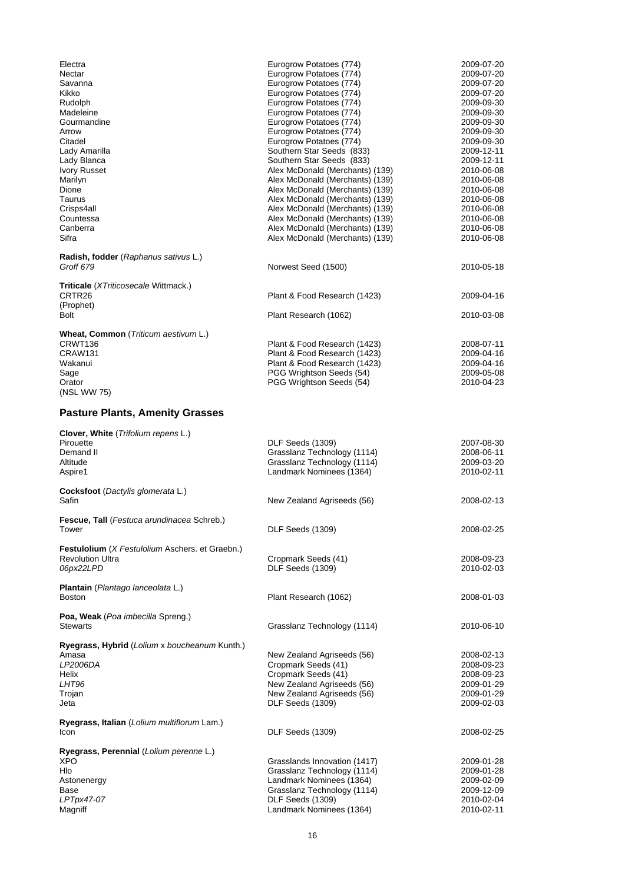| | | |
|---|---|---|
| Electra | Eurogrow Potatoes (774) | 2009-07-20 |
| Nectar | Eurogrow Potatoes (774) | 2009-07-20 |
| Savanna | Eurogrow Potatoes (774) | 2009-07-20 |
| Kikko | Eurogrow Potatoes (774) | 2009-07-20 |
| Rudolph | Eurogrow Potatoes (774) | 2009-09-30 |
| Madeleine | Eurogrow Potatoes (774) | 2009-09-30 |
| Gourmandine | Eurogrow Potatoes (774) | 2009-09-30 |
| Arrow | Eurogrow Potatoes (774) | 2009-09-30 |
| Citadel | Eurogrow Potatoes (774) | 2009-09-30 |
| Lady Amarilla | Southern Star Seeds (833) | 2009-12-11 |
| Lady Blanca | Southern Star Seeds (833) | 2009-12-11 |
| Ivory Russet | Alex McDonald (Merchants) (139) | 2010-06-08 |
| Marilyn | Alex McDonald (Merchants) (139) | 2010-06-08 |
| Dione | Alex McDonald (Merchants) (139) | 2010-06-08 |
| Taurus | Alex McDonald (Merchants) (139) | 2010-06-08 |
| Crisps4all | Alex McDonald (Merchants) (139) | 2010-06-08 |
| Countessa | Alex McDonald (Merchants) (139) | 2010-06-08 |
| Canberra | Alex McDonald (Merchants) (139) | 2010-06-08 |
| Sifra | Alex McDonald (Merchants) (139) | 2010-06-08 |

**Radish, fodder** (*Raphanus sativus* L.)

| | | |
|---|---|---|
| *Groff 679* | Norwest Seed (1500) | 2010-05-18 |

**Triticale** (*XTriticosecale* Wittmack.)

| | | |
|---|---|---|
| CRTR26 (Prophet) | Plant & Food Research (1423) | 2009-04-16 |
| Bolt | Plant Research (1062) | 2010-03-08 |

**Wheat, Common** (*Triticum aestivum* L.)

| | | |
|---|---|---|
| CRWT136 | Plant & Food Research (1423) | 2008-07-11 |
| CRAW131 | Plant & Food Research (1423) | 2009-04-16 |
| Wakanui | Plant & Food Research (1423) | 2009-04-16 |
| Sage | PGG Wrightson Seeds (54) | 2009-05-08 |
| Orator (NSL WW 75) | PGG Wrightson Seeds (54) | 2010-04-23 |

## Pasture Plants, Amenity Grasses

**Clover, White** (*Trifolium repens* L.)

| | | |
|---|---|---|
| Pirouette | DLF Seeds (1309) | 2007-08-30 |
| Demand II | Grasslanz Technology (1114) | 2008-06-11 |
| Altitude | Grasslanz Technology (1114) | 2009-03-20 |
| Aspire1 | Landmark Nominees (1364) | 2010-02-11 |

**Cocksfoot** (*Dactylis glomerata* L.)

| | | |
|---|---|---|
| Safin | New Zealand Agriseeds (56) | 2008-02-13 |

**Fescue, Tall** (*Festuca arundinacea* Schreb.)

| | | |
|---|---|---|
| Tower | DLF Seeds (1309) | 2008-02-25 |

**Festulolium** (*X Festulolium* Aschers. et Graebn.)

| | | |
|---|---|---|
| Revolution Ultra | Cropmark Seeds (41) | 2008-09-23 |
| *06px22LPD* | DLF Seeds (1309) | 2010-02-03 |

**Plantain** (*Plantago lanceolata* L.)

| | | |
|---|---|---|
| Boston | Plant Research (1062) | 2008-01-03 |

**Poa, Weak** (*Poa imbecilla* Spreng.)

| | | |
|---|---|---|
| Stewarts | Grasslanz Technology (1114) | 2010-06-10 |

**Ryegrass, Hybrid** (*Lolium* x *boucheanum* Kunth.)

| | | |
|---|---|---|
| Amasa | New Zealand Agriseeds (56) | 2008-02-13 |
| *LP2006DA* | Cropmark Seeds (41) | 2008-09-23 |
| Helix | Cropmark Seeds (41) | 2008-09-23 |
| *LHT96* | New Zealand Agriseeds (56) | 2009-01-29 |
| Trojan | New Zealand Agriseeds (56) | 2009-01-29 |
| Jeta | DLF Seeds (1309) | 2009-02-03 |

**Ryegrass, Italian** (*Lolium multiflorum* Lam.)

| | | |
|---|---|---|
| Icon | DLF Seeds (1309) | 2008-02-25 |

**Ryegrass, Perennial** (*Lolium perenne* L.)

| | | |
|---|---|---|
| XPO | Grasslands Innovation (1417) | 2009-01-28 |
| Hlo | Grasslanz Technology (1114) | 2009-01-28 |
| Astonenergy | Landmark Nominees (1364) | 2009-02-09 |
| Base | Grasslanz Technology (1114) | 2009-12-09 |
| *LPTpx47-07* | DLF Seeds (1309) | 2010-02-04 |
| Magniff | Landmark Nominees (1364) | 2010-02-11 |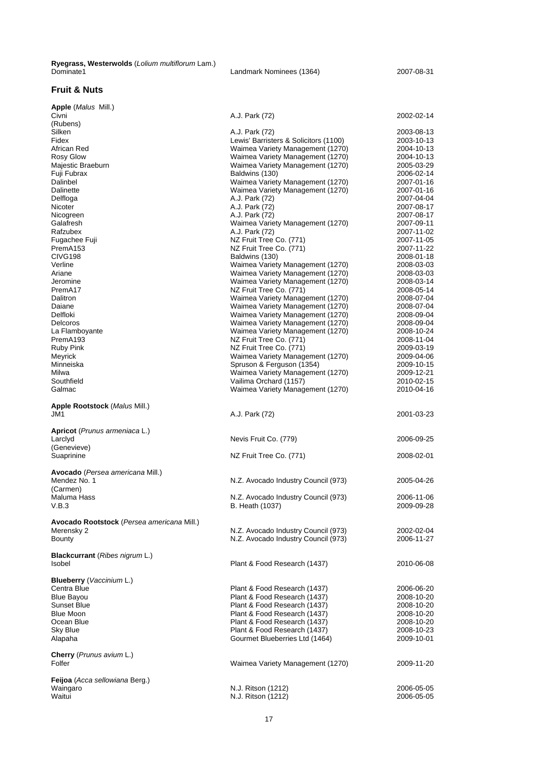**Ryegrass, Westerwolds** (*Lolium multiflorum* Lam.)

| | | |
|---|---|---|
| Dominate1 | Landmark Nominees (1364) | 2007-08-31 |

## Fruit & Nuts

**Apple** (*Malus* Mill.)

| | | |
|---|---|---|
| Civni (Rubens) | A.J. Park (72) | 2002-02-14 |
| Silken | A.J. Park (72) | 2003-08-13 |
| Fidex | Lewis' Barristers & Solicitors (1100) | 2003-10-13 |
| African Red | Waimea Variety Management (1270) | 2004-10-13 |
| Rosy Glow | Waimea Variety Management (1270) | 2004-10-13 |
| Majestic Braeburn | Waimea Variety Management (1270) | 2005-03-29 |
| Fuji Fubrax | Baldwins (130) | 2006-02-14 |
| Dalinbel | Waimea Variety Management (1270) | 2007-01-16 |
| Dalinette | Waimea Variety Management (1270) | 2007-01-16 |
| Delfloga | A.J. Park (72) | 2007-04-04 |
| Nicoter | A.J. Park (72) | 2007-08-17 |
| Nicogreen | A.J. Park (72) | 2007-08-17 |
| Galafresh | Waimea Variety Management (1270) | 2007-09-11 |
| Rafzubex | A.J. Park (72) | 2007-11-02 |
| Fugachee Fuji | NZ Fruit Tree Co. (771) | 2007-11-05 |
| PremA153 | NZ Fruit Tree Co. (771) | 2007-11-22 |
| CIVG198 | Baldwins (130) | 2008-01-18 |
| Verline | Waimea Variety Management (1270) | 2008-03-03 |
| Ariane | Waimea Variety Management (1270) | 2008-03-03 |
| Jeromine | Waimea Variety Management (1270) | 2008-03-14 |
| PremA17 | NZ Fruit Tree Co. (771) | 2008-05-14 |
| Dalitron | Waimea Variety Management (1270) | 2008-07-04 |
| Daiane | Waimea Variety Management (1270) | 2008-07-04 |
| Delfloki | Waimea Variety Management (1270) | 2008-09-04 |
| Delcoros | Waimea Variety Management (1270) | 2008-09-04 |
| La Flamboyante | Waimea Variety Management (1270) | 2008-10-24 |
| PremA193 | NZ Fruit Tree Co. (771) | 2008-11-04 |
| Ruby Pink | NZ Fruit Tree Co. (771) | 2009-03-19 |
| Meyrick | Waimea Variety Management (1270) | 2009-04-06 |
| Minneiska | Spruson & Ferguson (1354) | 2009-10-15 |
| Milwa | Waimea Variety Management (1270) | 2009-12-21 |
| Southfield | Vailima Orchard (1157) | 2010-02-15 |
| Galmac | Waimea Variety Management (1270) | 2010-04-16 |

**Apple Rootstock** (*Malus* Mill.)

| | | |
|---|---|---|
| JM1 | A.J. Park (72) | 2001-03-23 |

**Apricot** (*Prunus armeniaca* L.)

| | | |
|---|---|---|
| Larclyd (Genevieve) | Nevis Fruit Co. (779) | 2006-09-25 |
| Suaprinine | NZ Fruit Tree Co. (771) | 2008-02-01 |

**Avocado** (*Persea americana* Mill.)

| | | |
|---|---|---|
| Mendez No. 1 (Carmen) | N.Z. Avocado Industry Council (973) | 2005-04-26 |
| Maluma Hass | N.Z. Avocado Industry Council (973) | 2006-11-06 |
| V.B.3 | B. Heath (1037) | 2009-09-28 |

**Avocado Rootstock** (*Persea americana* Mill.)

| | | |
|---|---|---|
| Merensky 2 | N.Z. Avocado Industry Council (973) | 2002-02-04 |
| Bounty | N.Z. Avocado Industry Council (973) | 2006-11-27 |

**Blackcurrant** (*Ribes nigrum* L.)

| | | |
|---|---|---|
| Isobel | Plant & Food Research (1437) | 2010-06-08 |

**Blueberry** (*Vaccinium* L.)

| | | |
|---|---|---|
| Centra Blue | Plant & Food Research (1437) | 2006-06-20 |
| Blue Bayou | Plant & Food Research (1437) | 2008-10-20 |
| Sunset Blue | Plant & Food Research (1437) | 2008-10-20 |
| Blue Moon | Plant & Food Research (1437) | 2008-10-20 |
| Ocean Blue | Plant & Food Research (1437) | 2008-10-20 |
| Sky Blue | Plant & Food Research (1437) | 2008-10-23 |
| Alapaha | Gourmet Blueberries Ltd (1464) | 2009-10-01 |

**Cherry** (*Prunus avium* L.)

| | | |
|---|---|---|
| Folfer | Waimea Variety Management (1270) | 2009-11-20 |

**Feijoa** (*Acca sellowiana* Berg.)

| | | |
|---|---|---|
| Waingaro | N.J. Ritson (1212) | 2006-05-05 |
| Waitui | N.J. Ritson (1212) | 2006-05-05 |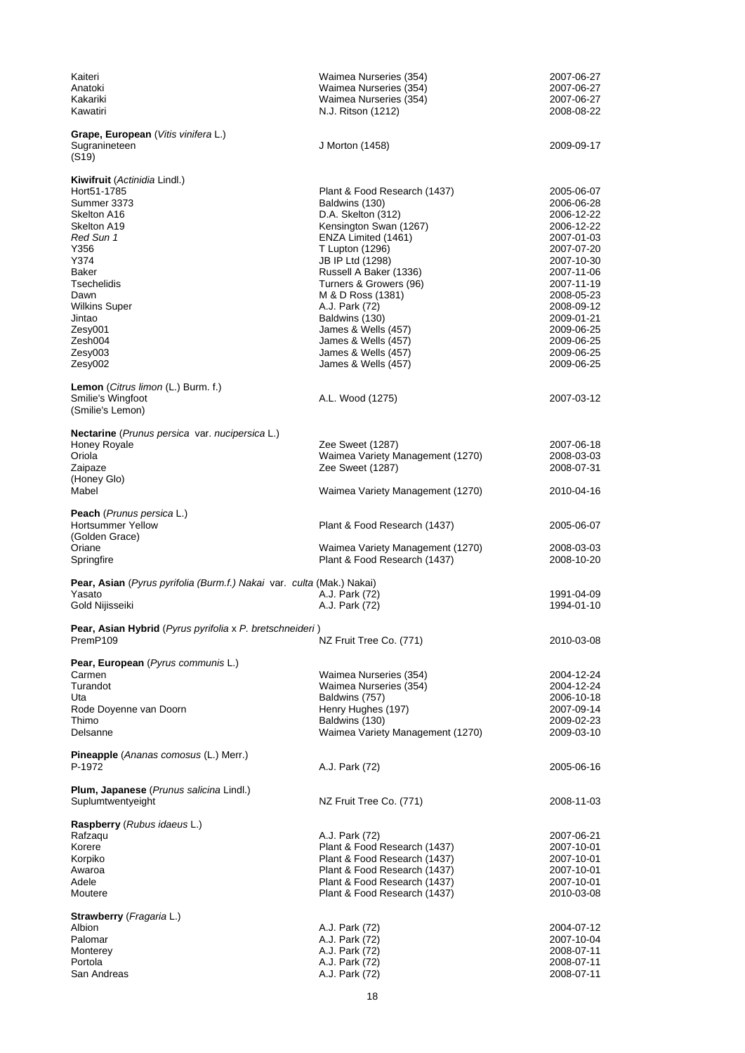| | | |
|---|---|---|
| Kaiteri | Waimea Nurseries (354) | 2007-06-27 |
| Anatoki | Waimea Nurseries (354) | 2007-06-27 |
| Kakariki | Waimea Nurseries (354) | 2007-06-27 |
| Kawatiri | N.J. Ritson (1212) | 2008-08-22 |

**Grape, European** (*Vitis vinifera* L.)

| | | |
|---|---|---|
| Sugranineteen (S19) | J Morton (1458) | 2009-09-17 |

**Kiwifruit** (*Actinidia* Lindl.)

| | | |
|---|---|---|
| Hort51-1785 | Plant & Food Research (1437) | 2005-06-07 |
| Summer 3373 | Baldwins (130) | 2006-06-28 |
| Skelton A16 | D.A. Skelton (312) | 2006-12-22 |
| Skelton A19 | Kensington Swan (1267) | 2006-12-22 |
| *Red Sun 1* | ENZA Limited (1461) | 2007-01-03 |
| Y356 | T Lupton (1296) | 2007-07-20 |
| Y374 | JB IP Ltd (1298) | 2007-10-30 |
| Baker | Russell A Baker (1336) | 2007-11-06 |
| Tsechelidis | Turners & Growers (96) | 2007-11-19 |
| Dawn | M & D Ross (1381) | 2008-05-23 |
| Wilkins Super | A.J. Park (72) | 2008-09-12 |
| Jintao | Baldwins (130) | 2009-01-21 |
| Zesy001 | James & Wells (457) | 2009-06-25 |
| Zesh004 | James & Wells (457) | 2009-06-25 |
| Zesy003 | James & Wells (457) | 2009-06-25 |
| Zesy002 | James & Wells (457) | 2009-06-25 |

**Lemon** (*Citrus limon* (L.) Burm. f.)

| | | |
|---|---|---|
| Smilie's Wingfoot (Smilie's Lemon) | A.L. Wood (1275) | 2007-03-12 |

**Nectarine** (*Prunus persica* var. *nucipersica* L.)

| | | |
|---|---|---|
| Honey Royale | Zee Sweet (1287) | 2007-06-18 |
| Oriola | Waimea Variety Management (1270) | 2008-03-03 |
| Zaipaze (Honey Glo) | Zee Sweet (1287) | 2008-07-31 |
| Mabel | Waimea Variety Management (1270) | 2010-04-16 |

**Peach** (*Prunus persica* L.)

| | | |
|---|---|---|
| Hortsummer Yellow (Golden Grace) | Plant & Food Research (1437) | 2005-06-07 |
| Oriane | Waimea Variety Management (1270) | 2008-03-03 |
| Springfire | Plant & Food Research (1437) | 2008-10-20 |

**Pear, Asian** (*Pyrus pyrifolia (Burm.f.) Nakai* var. *culta* (Mak.) Nakai)

| | | |
|---|---|---|
| Yasato | A.J. Park (72) | 1991-04-09 |
| Gold Nijisseiki | A.J. Park (72) | 1994-01-10 |

**Pear, Asian Hybrid** (*Pyrus pyrifolia* x *P. bretschneideri* )

| | | |
|---|---|---|
| PremP109 | NZ Fruit Tree Co. (771) | 2010-03-08 |

**Pear, European** (*Pyrus communis* L.)

| | | |
|---|---|---|
| Carmen | Waimea Nurseries (354) | 2004-12-24 |
| Turandot | Waimea Nurseries (354) | 2004-12-24 |
| Uta | Baldwins (757) | 2006-10-18 |
| Rode Doyenne van Doorn | Henry Hughes (197) | 2007-09-14 |
| Thimo | Baldwins (130) | 2009-02-23 |
| Delsanne | Waimea Variety Management (1270) | 2009-03-10 |

**Pineapple** (*Ananas comosus* (L.) Merr.)

| | | |
|---|---|---|
| P-1972 | A.J. Park (72) | 2005-06-16 |

**Plum, Japanese** (*Prunus salicina* Lindl.)

| | | |
|---|---|---|
| Suplumtwentyeight | NZ Fruit Tree Co. (771) | 2008-11-03 |

**Raspberry** (*Rubus idaeus* L.)

| | | |
|---|---|---|
| Rafzaqu | A.J. Park (72) | 2007-06-21 |
| Korere | Plant & Food Research (1437) | 2007-10-01 |
| Korpiko | Plant & Food Research (1437) | 2007-10-01 |
| Awaroa | Plant & Food Research (1437) | 2007-10-01 |
| Adele | Plant & Food Research (1437) | 2007-10-01 |
| Moutere | Plant & Food Research (1437) | 2010-03-08 |

**Strawberry** (*Fragaria* L.)

| | | |
|---|---|---|
| Albion | A.J. Park (72) | 2004-07-12 |
| Palomar | A.J. Park (72) | 2007-10-04 |
| Monterey | A.J. Park (72) | 2008-07-11 |
| Portola | A.J. Park (72) | 2008-07-11 |
| San Andreas | A.J. Park (72) | 2008-07-11 |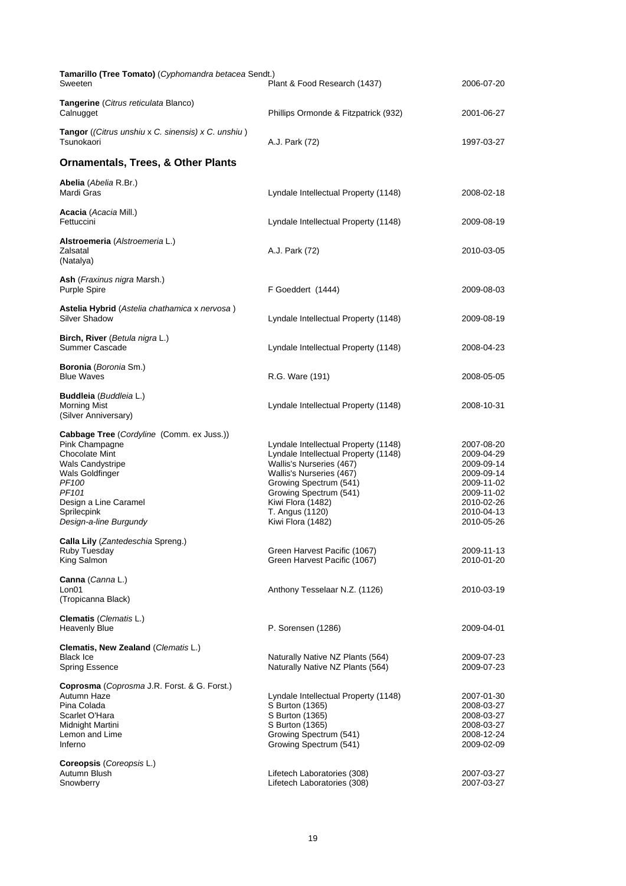**Tamarillo (Tree Tomato)** (*Cyphomandra betacea* Sendt.)

| | | |
|---|---|---|
| Sweeten | Plant & Food Research (1437) | 2006-07-20 |

**Tangerine** (*Citrus reticulata* Blanco)

| | | |
|---|---|---|
| Calnugget | Phillips Ormonde & Fitzpatrick (932) | 2001-06-27 |

**Tangor** ((*Citrus unshiu* x *C. sinensis*) x *C. unshiu* )

| | | |
|---|---|---|
| Tsunokaori | A.J. Park (72) | 1997-03-27 |

## Ornamentals, Trees, & Other Plants

**Abelia** (*Abelia* R.Br.)

| | | |
|---|---|---|
| Mardi Gras | Lyndale Intellectual Property (1148) | 2008-02-18 |

**Acacia** (*Acacia* Mill.)

| | | |
|---|---|---|
| Fettuccini | Lyndale Intellectual Property (1148) | 2009-08-19 |

**Alstroemeria** (*Alstroemeria* L.)

| | | |
|---|---|---|
| Zalsatal (Natalya) | A.J. Park (72) | 2010-03-05 |

**Ash** (*Fraxinus nigra* Marsh.)

| | | |
|---|---|---|
| Purple Spire | F Goeddert (1444) | 2009-08-03 |

**Astelia Hybrid** (*Astelia chathamica* x *nervosa* )

| | | |
|---|---|---|
| Silver Shadow | Lyndale Intellectual Property (1148) | 2009-08-19 |

**Birch, River** (*Betula nigra* L.)

| | | |
|---|---|---|
| Summer Cascade | Lyndale Intellectual Property (1148) | 2008-04-23 |

**Boronia** (*Boronia* Sm.)

| | | |
|---|---|---|
| Blue Waves | R.G. Ware (191) | 2008-05-05 |

**Buddleia** (*Buddleia* L.)

| | | |
|---|---|---|
| Morning Mist (Silver Anniversary) | Lyndale Intellectual Property (1148) | 2008-10-31 |

**Cabbage Tree** (*Cordyline* (Comm. ex Juss.))

| | | |
|---|---|---|
| Pink Champagne | Lyndale Intellectual Property (1148) | 2007-08-20 |
| Chocolate Mint | Lyndale Intellectual Property (1148) | 2009-04-29 |
| Wals Candystripe | Wallis's Nurseries (467) | 2009-09-14 |
| Wals Goldfinger | Wallis's Nurseries (467) | 2009-09-14 |
| *PF100* | Growing Spectrum (541) | 2009-11-02 |
| *PF101* | Growing Spectrum (541) | 2009-11-02 |
| Design a Line Caramel | Kiwi Flora (1482) | 2010-02-26 |
| Sprilecpink | T. Angus (1120) | 2010-04-13 |
| *Design-a-line Burgundy* | Kiwi Flora (1482) | 2010-05-26 |

**Calla Lily** (*Zantedeschia* Spreng.)

| | | |
|---|---|---|
| Ruby Tuesday | Green Harvest Pacific (1067) | 2009-11-13 |
| King Salmon | Green Harvest Pacific (1067) | 2010-01-20 |

**Canna** (*Canna* L.)

| | | |
|---|---|---|
| Lon01 (Tropicanna Black) | Anthony Tesselaar N.Z. (1126) | 2010-03-19 |

**Clematis** (*Clematis* L.)

| | | |
|---|---|---|
| Heavenly Blue | P. Sorensen (1286) | 2009-04-01 |

**Clematis, New Zealand** (*Clematis* L.)

| | | |
|---|---|---|
| Black Ice | Naturally Native NZ Plants (564) | 2009-07-23 |
| Spring Essence | Naturally Native NZ Plants (564) | 2009-07-23 |

**Coprosma** (*Coprosma* J.R. Forst. & G. Forst.)

| | | |
|---|---|---|
| Autumn Haze | Lyndale Intellectual Property (1148) | 2007-01-30 |
| Pina Colada | S Burton (1365) | 2008-03-27 |
| Scarlet O'Hara | S Burton (1365) | 2008-03-27 |
| Midnight Martini | S Burton (1365) | 2008-03-27 |
| Lemon and Lime | Growing Spectrum (541) | 2008-12-24 |
| Inferno | Growing Spectrum (541) | 2009-02-09 |

**Coreopsis** (*Coreopsis* L.)

| | | |
|---|---|---|
| Autumn Blush | Lifetech Laboratories (308) | 2007-03-27 |
| Snowberry | Lifetech Laboratories (308) | 2007-03-27 |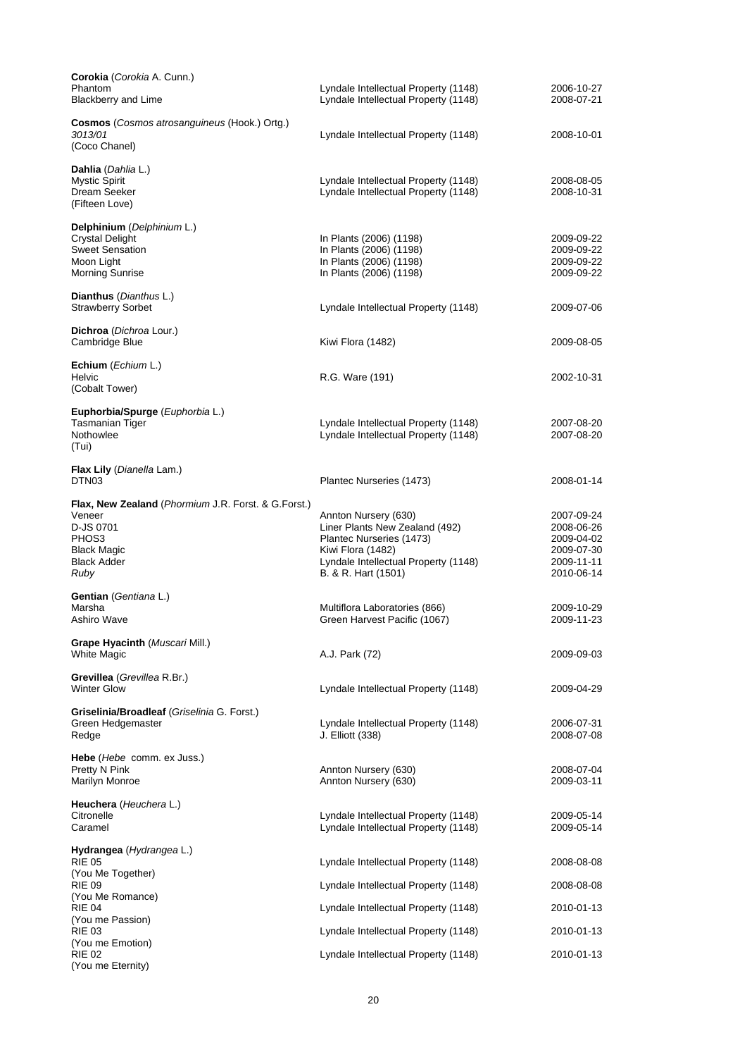**Corokia** (*Corokia* A. Cunn.)

| | | |
|---|---|---|
| Phantom | Lyndale Intellectual Property (1148) | 2006-10-27 |
| Blackberry and Lime | Lyndale Intellectual Property (1148) | 2008-07-21 |

**Cosmos** (*Cosmos atrosanguineus* (Hook.) Ortg.)

| | | |
|---|---|---|
| *3013/01* (Coco Chanel) | Lyndale Intellectual Property (1148) | 2008-10-01 |

**Dahlia** (*Dahlia* L.)

| | | |
|---|---|---|
| Mystic Spirit | Lyndale Intellectual Property (1148) | 2008-08-05 |
| Dream Seeker (Fifteen Love) | Lyndale Intellectual Property (1148) | 2008-10-31 |

**Delphinium** (*Delphinium* L.)

| | | |
|---|---|---|
| Crystal Delight | In Plants (2006) (1198) | 2009-09-22 |
| Sweet Sensation | In Plants (2006) (1198) | 2009-09-22 |
| Moon Light | In Plants (2006) (1198) | 2009-09-22 |
| Morning Sunrise | In Plants (2006) (1198) | 2009-09-22 |

**Dianthus** (*Dianthus* L.)

| | | |
|---|---|---|
| Strawberry Sorbet | Lyndale Intellectual Property (1148) | 2009-07-06 |

**Dichroa** (*Dichroa* Lour.)

| | | |
|---|---|---|
| Cambridge Blue | Kiwi Flora (1482) | 2009-08-05 |

**Echium** (*Echium* L.)

| | | |
|---|---|---|
| Helvic (Cobalt Tower) | R.G. Ware (191) | 2002-10-31 |

**Euphorbia/Spurge** (*Euphorbia* L.)

| | | |
|---|---|---|
| Tasmanian Tiger | Lyndale Intellectual Property (1148) | 2007-08-20 |
| Nothowlee (Tui) | Lyndale Intellectual Property (1148) | 2007-08-20 |

**Flax Lily** (*Dianella* Lam.)

| | | |
|---|---|---|
| DTN03 | Plantec Nurseries (1473) | 2008-01-14 |

**Flax, New Zealand** (*Phormium* J.R. Forst. & G.Forst.)

| | | |
|---|---|---|
| Veneer | Annton Nursery (630) | 2007-09-24 |
| D-JS 0701 | Liner Plants New Zealand (492) | 2008-06-26 |
| PHOS3 | Plantec Nurseries (1473) | 2009-04-02 |
| Black Magic | Kiwi Flora (1482) | 2009-07-30 |
| Black Adder | Lyndale Intellectual Property (1148) | 2009-11-11 |
| *Ruby* | B. & R. Hart (1501) | 2010-06-14 |

**Gentian** (*Gentiana* L.)

| | | |
|---|---|---|
| Marsha | Multiflora Laboratories (866) | 2009-10-29 |
| Ashiro Wave | Green Harvest Pacific (1067) | 2009-11-23 |

**Grape Hyacinth** (*Muscari* Mill.)

| | | |
|---|---|---|
| White Magic | A.J. Park (72) | 2009-09-03 |

**Grevillea** (*Grevillea* R.Br.)

| | | |
|---|---|---|
| Winter Glow | Lyndale Intellectual Property (1148) | 2009-04-29 |

**Griselinia/Broadleaf** (*Griselinia* G. Forst.)

| | | |
|---|---|---|
| Green Hedgemaster | Lyndale Intellectual Property (1148) | 2006-07-31 |
| Redge | J. Elliott (338) | 2008-07-08 |

**Hebe** (*Hebe* comm. ex Juss.)

| | | |
|---|---|---|
| Pretty N Pink | Annton Nursery (630) | 2008-07-04 |
| Marilyn Monroe | Annton Nursery (630) | 2009-03-11 |

**Heuchera** (*Heuchera* L.)

| | | |
|---|---|---|
| Citronelle | Lyndale Intellectual Property (1148) | 2009-05-14 |
| Caramel | Lyndale Intellectual Property (1148) | 2009-05-14 |

**Hydrangea** (*Hydrangea* L.)

| | | |
|---|---|---|
| RIE 05 (You Me Together) | Lyndale Intellectual Property (1148) | 2008-08-08 |
| RIE 09 (You Me Romance) | Lyndale Intellectual Property (1148) | 2008-08-08 |
| RIE 04 (You me Passion) | Lyndale Intellectual Property (1148) | 2010-01-13 |
| RIE 03 (You me Emotion) | Lyndale Intellectual Property (1148) | 2010-01-13 |
| RIE 02 (You me Eternity) | Lyndale Intellectual Property (1148) | 2010-01-13 |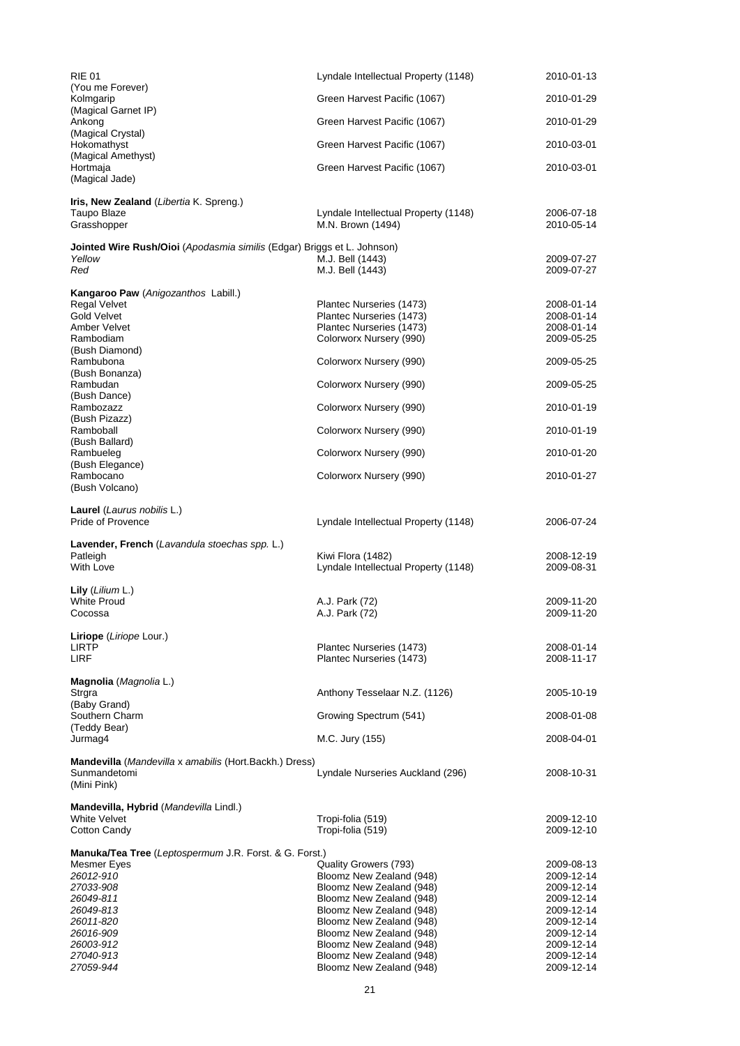| | | |
|---|---|---|
| RIE 01 (You me Forever) | Lyndale Intellectual Property (1148) | 2010-01-13 |
| Kolmgarip (Magical Garnet IP) | Green Harvest Pacific (1067) | 2010-01-29 |
| Ankong (Magical Crystal) | Green Harvest Pacific (1067) | 2010-01-29 |
| Hokomathyst (Magical Amethyst) | Green Harvest Pacific (1067) | 2010-03-01 |
| Hortmaja (Magical Jade) | Green Harvest Pacific (1067) | 2010-03-01 |

**Iris, New Zealand** (*Libertia* K. Spreng.)

| | | |
|---|---|---|
| Taupo Blaze | Lyndale Intellectual Property (1148) | 2006-07-18 |
| Grasshopper | M.N. Brown (1494) | 2010-05-14 |

**Jointed Wire Rush/Oioi** (*Apodasmia similis* (Edgar) Briggs et L. Johnson)

| | | |
|---|---|---|
| *Yellow* | M.J. Bell (1443) | 2009-07-27 |
| *Red* | M.J. Bell (1443) | 2009-07-27 |

**Kangaroo Paw** (*Anigozanthos* Labill.)

| | | |
|---|---|---|
| Regal Velvet | Plantec Nurseries (1473) | 2008-01-14 |
| Gold Velvet | Plantec Nurseries (1473) | 2008-01-14 |
| Amber Velvet | Plantec Nurseries (1473) | 2008-01-14 |
| Rambodiam (Bush Diamond) | Colorworx Nursery (990) | 2009-05-25 |
| Rambubona (Bush Bonanza) | Colorworx Nursery (990) | 2009-05-25 |
| Rambudan (Bush Dance) | Colorworx Nursery (990) | 2009-05-25 |
| Rambozazz (Bush Pizazz) | Colorworx Nursery (990) | 2010-01-19 |
| Ramboball (Bush Ballard) | Colorworx Nursery (990) | 2010-01-19 |
| Rambueleg (Bush Elegance) | Colorworx Nursery (990) | 2010-01-20 |
| Rambocano (Bush Volcano) | Colorworx Nursery (990) | 2010-01-27 |

**Laurel** (*Laurus nobilis* L.)

| | | |
|---|---|---|
| Pride of Provence | Lyndale Intellectual Property (1148) | 2006-07-24 |

**Lavender, French** (*Lavandula stoechas spp.* L.)

| | | |
|---|---|---|
| Patleigh | Kiwi Flora (1482) | 2008-12-19 |
| With Love | Lyndale Intellectual Property (1148) | 2009-08-31 |

**Lily** (*Lilium* L.)

| | | |
|---|---|---|
| White Proud | A.J. Park (72) | 2009-11-20 |
| Cocossa | A.J. Park (72) | 2009-11-20 |

**Liriope** (*Liriope* Lour.)

| | | |
|---|---|---|
| LIRTP | Plantec Nurseries (1473) | 2008-01-14 |
| LIRF | Plantec Nurseries (1473) | 2008-11-17 |

**Magnolia** (*Magnolia* L.)

| | | |
|---|---|---|
| Strgra (Baby Grand) | Anthony Tesselaar N.Z. (1126) | 2005-10-19 |
| Southern Charm (Teddy Bear) | Growing Spectrum (541) | 2008-01-08 |
| Jurmag4 | M.C. Jury (155) | 2008-04-01 |

**Mandevilla** (*Mandevilla* x *amabilis* (Hort.Backh.) Dress)

| | | |
|---|---|---|
| Sunmandetomi (Mini Pink) | Lyndale Nurseries Auckland (296) | 2008-10-31 |

**Mandevilla, Hybrid** (*Mandevilla* Lindl.)

| | | |
|---|---|---|
| White Velvet | Tropi-folia (519) | 2009-12-10 |
| Cotton Candy | Tropi-folia (519) | 2009-12-10 |

**Manuka/Tea Tree** (*Leptospermum* J.R. Forst. & G. Forst.)

| | | |
|---|---|---|
| Mesmer Eyes | Quality Growers (793) | 2009-08-13 |
| *26012-910* | Bloomz New Zealand (948) | 2009-12-14 |
| *27033-908* | Bloomz New Zealand (948) | 2009-12-14 |
| *26049-811* | Bloomz New Zealand (948) | 2009-12-14 |
| *26049-813* | Bloomz New Zealand (948) | 2009-12-14 |
| *26011-820* | Bloomz New Zealand (948) | 2009-12-14 |
| *26016-909* | Bloomz New Zealand (948) | 2009-12-14 |
| *26003-912* | Bloomz New Zealand (948) | 2009-12-14 |
| *27040-913* | Bloomz New Zealand (948) | 2009-12-14 |
| *27059-944* | Bloomz New Zealand (948) | 2009-12-14 |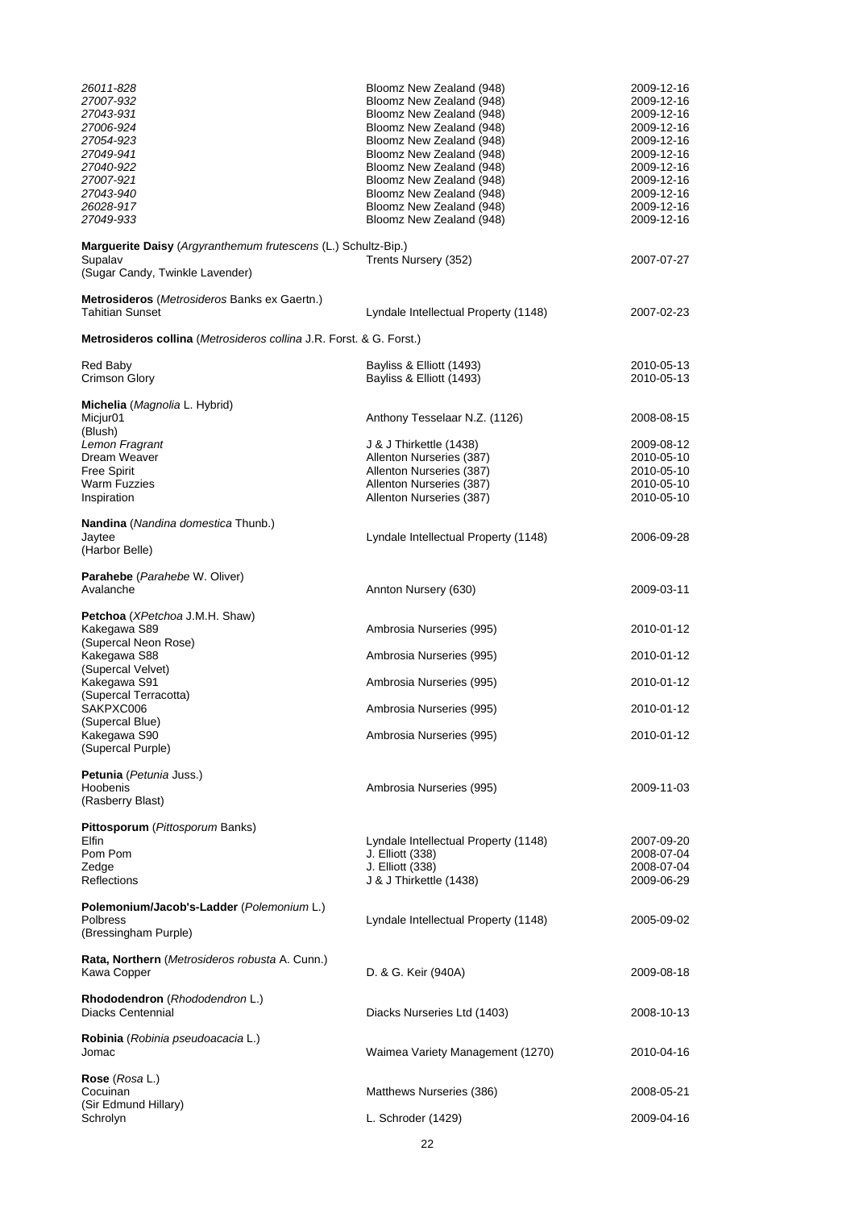| | | |
|---|---|---|
| *26011-828* | Bloomz New Zealand (948) | 2009-12-16 |
| *27007-932* | Bloomz New Zealand (948) | 2009-12-16 |
| *27043-931* | Bloomz New Zealand (948) | 2009-12-16 |
| *27006-924* | Bloomz New Zealand (948) | 2009-12-16 |
| *27054-923* | Bloomz New Zealand (948) | 2009-12-16 |
| *27049-941* | Bloomz New Zealand (948) | 2009-12-16 |
| *27040-922* | Bloomz New Zealand (948) | 2009-12-16 |
| *27007-921* | Bloomz New Zealand (948) | 2009-12-16 |
| *27043-940* | Bloomz New Zealand (948) | 2009-12-16 |
| *26028-917* | Bloomz New Zealand (948) | 2009-12-16 |
| *27049-933* | Bloomz New Zealand (948) | 2009-12-16 |

**Marguerite Daisy** (*Argyranthemum frutescens* (L.) Schultz-Bip.)

| | | |
|---|---|---|
| Supalav (Sugar Candy, Twinkle Lavender) | Trents Nursery (352) | 2007-07-27 |

**Metrosideros** (*Metrosideros* Banks ex Gaertn.)

| | | |
|---|---|---|
| Tahitian Sunset | Lyndale Intellectual Property (1148) | 2007-02-23 |

**Metrosideros collina** (*Metrosideros collina* J.R. Forst. & G. Forst.)

| | | |
|---|---|---|
| Red Baby | Bayliss & Elliott (1493) | 2010-05-13 |
| Crimson Glory | Bayliss & Elliott (1493) | 2010-05-13 |

**Michelia** (*Magnolia* L. Hybrid)

| | | |
|---|---|---|
| Micjur01 (Blush) | Anthony Tesselaar N.Z. (1126) | 2008-08-15 |
| *Lemon Fragrant* | J & J Thirkettle (1438) | 2009-08-12 |
| Dream Weaver | Allenton Nurseries (387) | 2010-05-10 |
| Free Spirit | Allenton Nurseries (387) | 2010-05-10 |
| Warm Fuzzies | Allenton Nurseries (387) | 2010-05-10 |
| Inspiration | Allenton Nurseries (387) | 2010-05-10 |

**Nandina** (*Nandina domestica* Thunb.)

| | | |
|---|---|---|
| Jaytee (Harbor Belle) | Lyndale Intellectual Property (1148) | 2006-09-28 |

**Parahebe** (*Parahebe* W. Oliver)

| | | |
|---|---|---|
| Avalanche | Annton Nursery (630) | 2009-03-11 |

**Petchoa** (*XPetchoa* J.M.H. Shaw)

| | | |
|---|---|---|
| Kakegawa S89 (Supercal Neon Rose) | Ambrosia Nurseries (995) | 2010-01-12 |
| Kakegawa S88 (Supercal Velvet) | Ambrosia Nurseries (995) | 2010-01-12 |
| Kakegawa S91 (Supercal Terracotta) | Ambrosia Nurseries (995) | 2010-01-12 |
| SAKPXC006 (Supercal Blue) | Ambrosia Nurseries (995) | 2010-01-12 |
| Kakegawa S90 (Supercal Purple) | Ambrosia Nurseries (995) | 2010-01-12 |

**Petunia** (*Petunia* Juss.)

| | | |
|---|---|---|
| Hoobenis (Rasberry Blast) | Ambrosia Nurseries (995) | 2009-11-03 |

**Pittosporum** (*Pittosporum* Banks)

| | | |
|---|---|---|
| Elfin | Lyndale Intellectual Property (1148) | 2007-09-20 |
| Pom Pom | J. Elliott (338) | 2008-07-04 |
| Zedge | J. Elliott (338) | 2008-07-04 |
| Reflections | J & J Thirkettle (1438) | 2009-06-29 |

**Polemonium/Jacob's-Ladder** (*Polemonium* L.)

| | | |
|---|---|---|
| Polbress (Bressingham Purple) | Lyndale Intellectual Property (1148) | 2005-09-02 |

**Rata, Northern** (*Metrosideros robusta* A. Cunn.)

| | | |
|---|---|---|
| Kawa Copper | D. & G. Keir (940A) | 2009-08-18 |

**Rhododendron** (*Rhododendron* L.)

| | | |
|---|---|---|
| Diacks Centennial | Diacks Nurseries Ltd (1403) | 2008-10-13 |

**Robinia** (*Robinia pseudoacacia* L.)

| | | |
|---|---|---|
| Jomac | Waimea Variety Management (1270) | 2010-04-16 |

**Rose** (*Rosa* L.)

| | | |
|---|---|---|
| Cocuinan (Sir Edmund Hillary) | Matthews Nurseries (386) | 2008-05-21 |
| Schrolyn | L. Schroder (1429) | 2009-04-16 |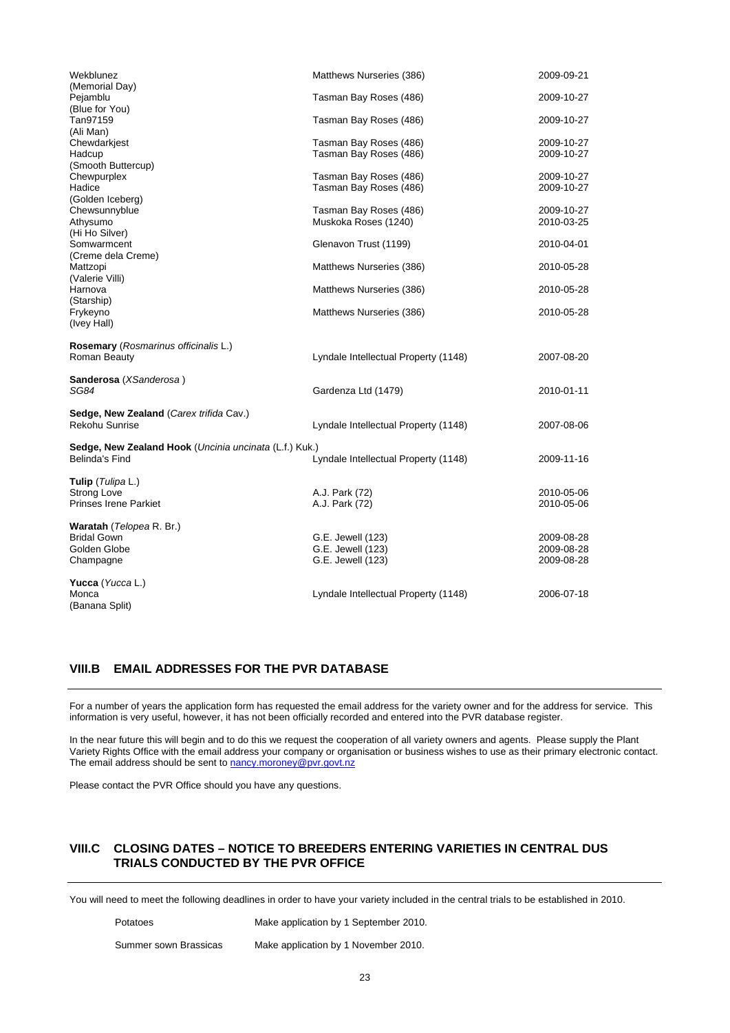| | | |
|---|---|---|
| Wekblunez (Memorial Day) | Matthews Nurseries (386) | 2009-09-21 |
| Pejamblu (Blue for You) | Tasman Bay Roses (486) | 2009-10-27 |
| Tan97159 (Ali Man) | Tasman Bay Roses (486) | 2009-10-27 |
| Chewdarkjest | Tasman Bay Roses (486) | 2009-10-27 |
| Hadcup (Smooth Buttercup) | Tasman Bay Roses (486) | 2009-10-27 |
| Chewpurplex | Tasman Bay Roses (486) | 2009-10-27 |
| Hadice (Golden Iceberg) | Tasman Bay Roses (486) | 2009-10-27 |
| Chewsunnyblue | Tasman Bay Roses (486) | 2009-10-27 |
| Athysumo (Hi Ho Silver) | Muskoka Roses (1240) | 2010-03-25 |
| Somwarmcent (Creme dela Creme) | Glenavon Trust (1199) | 2010-04-01 |
| Mattzopi (Valerie Villi) | Matthews Nurseries (386) | 2010-05-28 |
| Harnova (Starship) | Matthews Nurseries (386) | 2010-05-28 |
| Frykeyno (Ivey Hall) | Matthews Nurseries (386) | 2010-05-28 |
| **Rosemary** (*Rosmarinus officinalis* L.) | | |
| Roman Beauty | Lyndale Intellectual Property (1148) | 2007-08-20 |
| **Sanderosa** (*XSanderosa* ) | | |
| *SG84* | Gardenza Ltd (1479) | 2010-01-11 |
| **Sedge, New Zealand** (*Carex trifida* Cav.) | | |
| Rekohu Sunrise | Lyndale Intellectual Property (1148) | 2007-08-06 |
| **Sedge, New Zealand Hook** (*Uncinia uncinata* (L.f.) Kuk.) | | |
| Belinda's Find | Lyndale Intellectual Property (1148) | 2009-11-16 |
| **Tulip** (*Tulipa* L.) | | |
| Strong Love | A.J. Park (72) | 2010-05-06 |
| Prinses Irene Parkiet | A.J. Park (72) | 2010-05-06 |
| **Waratah** (*Telopea* R. Br.) | | |
| Bridal Gown | G.E. Jewell (123) | 2009-08-28 |
| Golden Globe | G.E. Jewell (123) | 2009-08-28 |
| Champagne | G.E. Jewell (123) | 2009-08-28 |
| **Yucca** (*Yucca* L.) | | |
| Monca (Banana Split) | Lyndale Intellectual Property (1148) | 2006-07-18 |

## VIII.B EMAIL ADDRESSES FOR THE PVR DATABASE

For a number of years the application form has requested the email address for the variety owner and for the address for service. This information is very useful, however, it has not been officially recorded and entered into the PVR database register.

In the near future this will begin and to do this we request the cooperation of all variety owners and agents. Please supply the Plant Variety Rights Office with the email address your company or organisation or business wishes to use as their primary electronic contact. The email address should be sent to nancy.moroney@pvr.govt.nz

Please contact the PVR Office should you have any questions.

## VIII.C CLOSING DATES – NOTICE TO BREEDERS ENTERING VARIETIES IN CENTRAL DUS TRIALS CONDUCTED BY THE PVR OFFICE

You will need to meet the following deadlines in order to have your variety included in the central trials to be established in 2010.

| | |
|---|---|
| Potatoes | Make application by 1 September 2010. |
| Summer sown Brassicas | Make application by 1 November 2010. |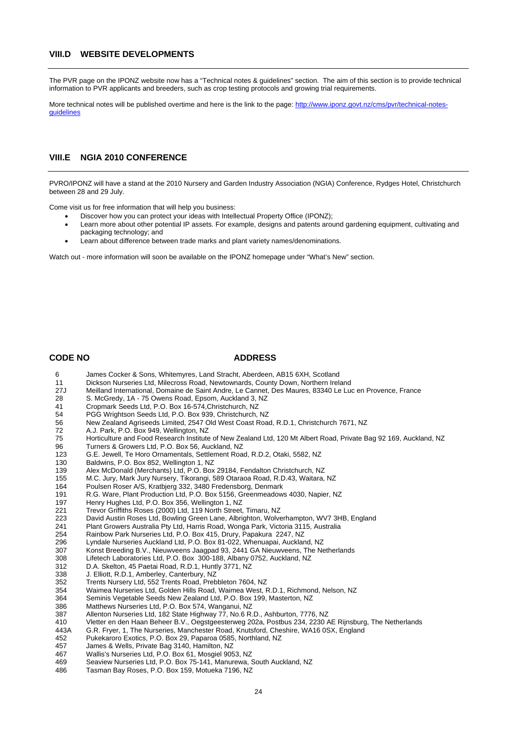## VIII.D WEBSITE DEVELOPMENTS

The PVR page on the IPONZ website now has a "Technical notes & guidelines" section. The aim of this section is to provide technical information to PVR applicants and breeders, such as crop testing protocols and growing trial requirements.

More technical notes will be published overtime and here is the link to the page: [http://www.iponz.govt.nz/cms/pvr/technical-notes-guidelines](http://www.iponz.govt.nz/cms/pvr/technical-notes-guidelines)

## VIII.E NGIA 2010 CONFERENCE

PVRO/IPONZ will have a stand at the 2010 Nursery and Garden Industry Association (NGIA) Conference, Rydges Hotel, Christchurch between 28 and 29 July.

Come visit us for free information that will help you business:

- Discover how you can protect your ideas with Intellectual Property Office (IPONZ);
- Learn more about other potential IP assets. For example, designs and patents around gardening equipment, cultivating and packaging technology; and
- Learn about difference between trade marks and plant variety names/denominations.

Watch out - more information will soon be available on the IPONZ homepage under "What's New" section.

| CODE NO | ADDRESS |
|---|---|
| 6 | James Cocker & Sons, Whitemyres, Land Stracht, Aberdeen, AB15 6XH, Scotland |
| 11 | Dickson Nurseries Ltd, Milecross Road, Newtownards, County Down, Northern Ireland |
| 27J | Meilland International, Domaine de Saint Andre, Le Cannet, Des Maures, 83340 Le Luc en Provence, France |
| 28 | S. McGredy, 1A - 75 Owens Road, Epsom, Auckland 3, NZ |
| 41 | Cropmark Seeds Ltd, P.O. Box 16-574,Christchurch, NZ |
| 54 | PGG Wrightson Seeds Ltd, P.O. Box 939, Christchurch, NZ |
| 56 | New Zealand Agriseeds Limited, 2547 Old West Coast Road, R.D.1, Christchurch 7671, NZ |
| 72 | A.J. Park, P.O. Box 949, Wellington, NZ |
| 75 | Horticulture and Food Research Institute of New Zealand Ltd, 120 Mt Albert Road, Private Bag 92 169, Auckland, NZ |
| 96 | Turners & Growers Ltd, P.O. Box 56, Auckland, NZ |
| 123 | G.E. Jewell, Te Horo Ornamentals, Settlement Road, R.D.2, Otaki, 5582, NZ |
| 130 | Baldwins, P.O. Box 852, Wellington 1, NZ |
| 139 | Alex McDonald (Merchants) Ltd, P.O. Box 29184, Fendalton Christchurch, NZ |
| 155 | M.C. Jury, Mark Jury Nursery, Tikorangi, 589 Otaraoa Road, R.D.43, Waitara, NZ |
| 164 | Poulsen Roser A/S, Kratbjerg 332, 3480 Fredensborg, Denmark |
| 191 | R.G. Ware, Plant Production Ltd, P.O. Box 5156, Greenmeadows 4030, Napier, NZ |
| 197 | Henry Hughes Ltd, P.O. Box 356, Wellington 1, NZ |
| 221 | Trevor Griffiths Roses (2000) Ltd, 119 North Street, Timaru, NZ |
| 223 | David Austin Roses Ltd, Bowling Green Lane, Albrighton, Wolverhampton, WV7 3HB, England |
| 241 | Plant Growers Australia Pty Ltd, Harris Road, Wonga Park, Victoria 3115, Australia |
| 254 | Rainbow Park Nurseries Ltd, P.O. Box 415, Drury, Papakura 2247, NZ |
| 296 | Lyndale Nurseries Auckland Ltd, P.O. Box 81-022, Whenuapai, Auckland, NZ |
| 307 | Konst Breeding B.V., Nieuwveens Jaagpad 93, 2441 GA Nieuwveens, The Netherlands |
| 308 | Lifetech Laboratories Ltd, P.O. Box 300-188, Albany 0752, Auckland, NZ |
| 312 | D.A. Skelton, 45 Paetai Road, R.D.1, Huntly 3771, NZ |
| 338 | J. Elliott, R.D.1, Amberley, Canterbury, NZ |
| 352 | Trents Nursery Ltd, 552 Trents Road, Prebbleton 7604, NZ |
| 354 | Waimea Nurseries Ltd, Golden Hills Road, Waimea West, R.D.1, Richmond, Nelson, NZ |
| 364 | Seminis Vegetable Seeds New Zealand Ltd, P.O. Box 199, Masterton, NZ |
| 386 | Matthews Nurseries Ltd, P.O. Box 574, Wanganui, NZ |
| 387 | Allenton Nurseries Ltd, 182 State Highway 77, No.6 R.D., Ashburton, 7776, NZ |
| 410 | Vletter en den Haan Beheer B.V., Oegstgeesterweg 202a, Postbus 234, 2230 AE Rijnsburg, The Netherlands |
| 443A | G.R. Fryer, 1, The Nurseries, Manchester Road, Knutsford, Cheshire, WA16 0SX, England |
| 452 | Pukekaroro Exotics, P.O. Box 29, Paparoa 0585, Northland, NZ |
| 457 | James & Wells, Private Bag 3140, Hamilton, NZ |
| 467 | Wallis's Nurseries Ltd, P.O. Box 61, Mosgiel 9053, NZ |
| 469 | Seaview Nurseries Ltd, P.O. Box 75-141, Manurewa, South Auckland, NZ |
| 486 | Tasman Bay Roses, P.O. Box 159, Motueka 7196, NZ |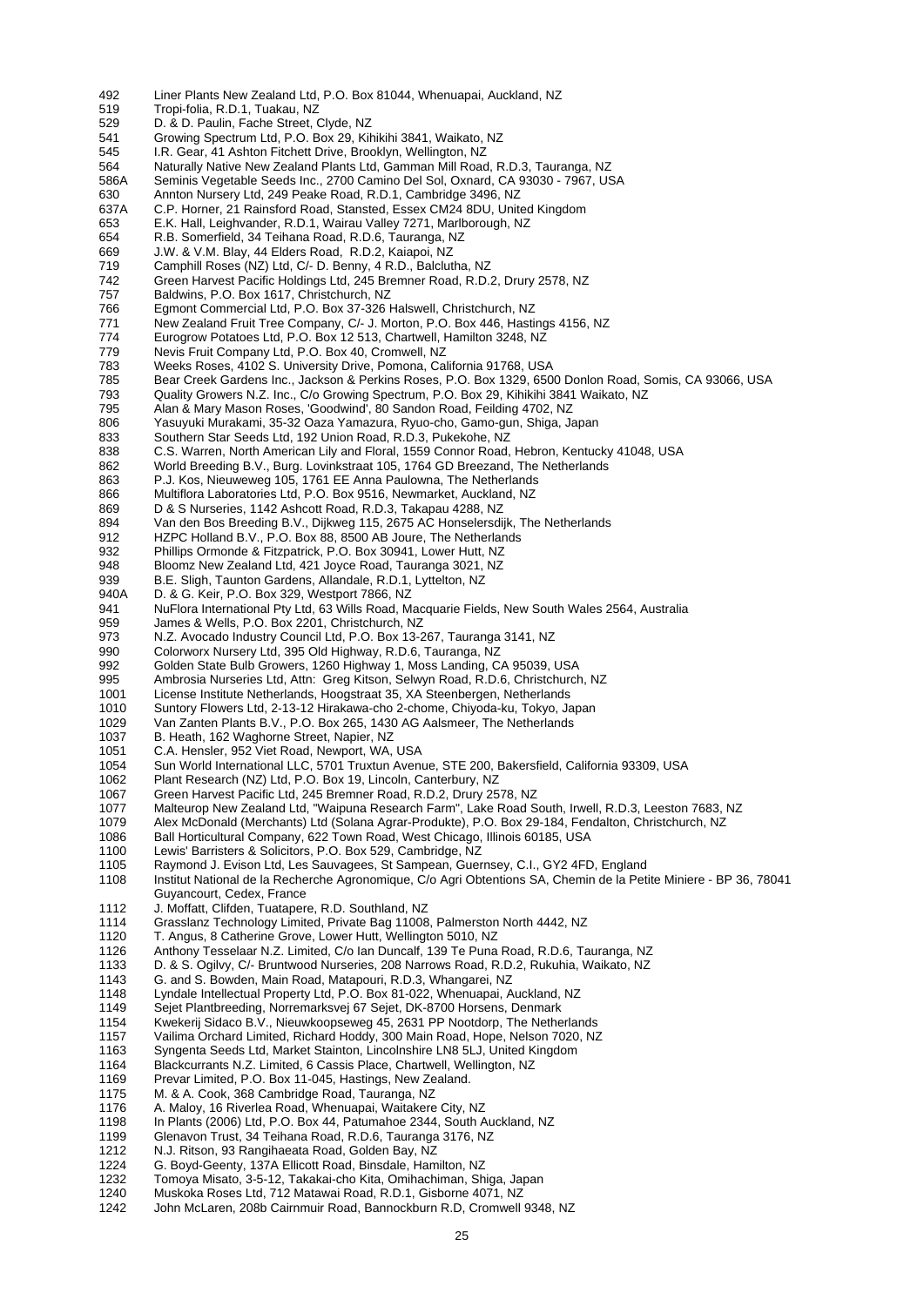| | |
|---|---|
| 492 | Liner Plants New Zealand Ltd, P.O. Box 81044, Whenuapai, Auckland, NZ |
| 519 | Tropi-folia, R.D.1, Tuakau, NZ |
| 529 | D. & D. Paulin, Fache Street, Clyde, NZ |
| 541 | Growing Spectrum Ltd, P.O. Box 29, Kihikihi 3841, Waikato, NZ |
| 545 | I.R. Gear, 41 Ashton Fitchett Drive, Brooklyn, Wellington, NZ |
| 564 | Naturally Native New Zealand Plants Ltd, Gamman Mill Road, R.D.3, Tauranga, NZ |
| 586A | Seminis Vegetable Seeds Inc., 2700 Camino Del Sol, Oxnard, CA 93030 - 7967, USA |
| 630 | Annton Nursery Ltd, 249 Peake Road, R.D.1, Cambridge 3496, NZ |
| 637A | C.P. Horner, 21 Rainsford Road, Stansted, Essex CM24 8DU, United Kingdom |
| 653 | E.K. Hall, Leighvander, R.D.1, Wairau Valley 7271, Marlborough, NZ |
| 654 | R.B. Somerfield, 34 Teihana Road, R.D.6, Tauranga, NZ |
| 669 | J.W. & V.M. Blay, 44 Elders Road, R.D.2, Kaiapoi, NZ |
| 719 | Camphill Roses (NZ) Ltd, C/- D. Benny, 4 R.D., Balclutha, NZ |
| 742 | Green Harvest Pacific Holdings Ltd, 245 Bremner Road, R.D.2, Drury 2578, NZ |
| 757 | Baldwins, P.O. Box 1617, Christchurch, NZ |
| 766 | Egmont Commercial Ltd, P.O. Box 37-326 Halswell, Christchurch, NZ |
| 771 | New Zealand Fruit Tree Company, C/- J. Morton, P.O. Box 446, Hastings 4156, NZ |
| 774 | Eurogrow Potatoes Ltd, P.O. Box 12 513, Chartwell, Hamilton 3248, NZ |
| 779 | Nevis Fruit Company Ltd, P.O. Box 40, Cromwell, NZ |
| 783 | Weeks Roses, 4102 S. University Drive, Pomona, California 91768, USA |
| 785 | Bear Creek Gardens Inc., Jackson & Perkins Roses, P.O. Box 1329, 6500 Donlon Road, Somis, CA 93066, USA |
| 793 | Quality Growers N.Z. Inc., C/o Growing Spectrum, P.O. Box 29, Kihikihi 3841 Waikato, NZ |
| 795 | Alan & Mary Mason Roses, 'Goodwind', 80 Sandon Road, Feilding 4702, NZ |
| 806 | Yasuyuki Murakami, 35-32 Oaza Yamazura, Ryuo-cho, Gamo-gun, Shiga, Japan |
| 833 | Southern Star Seeds Ltd, 192 Union Road, R.D.3, Pukekohe, NZ |
| 838 | C.S. Warren, North American Lily and Floral, 1559 Connor Road, Hebron, Kentucky 41048, USA |
| 862 | World Breeding B.V., Burg. Lovinkstraat 105, 1764 GD Breezand, The Netherlands |
| 863 | P.J. Kos, Nieuweweg 105, 1761 EE Anna Paulowna, The Netherlands |
| 866 | Multiflora Laboratories Ltd, P.O. Box 9516, Newmarket, Auckland, NZ |
| 869 | D & S Nurseries, 1142 Ashcott Road, R.D.3, Takapau 4288, NZ |
| 894 | Van den Bos Breeding B.V., Dijkweg 115, 2675 AC Honselersdijk, The Netherlands |
| 912 | HZPC Holland B.V., P.O. Box 88, 8500 AB Joure, The Netherlands |
| 932 | Phillips Ormonde & Fitzpatrick, P.O. Box 30941, Lower Hutt, NZ |
| 948 | Bloomz New Zealand Ltd, 421 Joyce Road, Tauranga 3021, NZ |
| 939 | B.E. Sligh, Taunton Gardens, Allandale, R.D.1, Lyttelton, NZ |
| 940A | D. & G. Keir, P.O. Box 329, Westport 7866, NZ |
| 941 | NuFlora International Pty Ltd, 63 Wills Road, Macquarie Fields, New South Wales 2564, Australia |
| 959 | James & Wells, P.O. Box 2201, Christchurch, NZ |
| 973 | N.Z. Avocado Industry Council Ltd, P.O. Box 13-267, Tauranga 3141, NZ |
| 990 | Colorworx Nursery Ltd, 395 Old Highway, R.D.6, Tauranga, NZ |
| 992 | Golden State Bulb Growers, 1260 Highway 1, Moss Landing, CA 95039, USA |
| 995 | Ambrosia Nurseries Ltd, Attn: Greg Kitson, Selwyn Road, R.D.6, Christchurch, NZ |
| 1001 | License Institute Netherlands, Hoogstraat 35, XA Steenbergen, Netherlands |
| 1010 | Suntory Flowers Ltd, 2-13-12 Hirakawa-cho 2-chome, Chiyoda-ku, Tokyo, Japan |
| 1029 | Van Zanten Plants B.V., P.O. Box 265, 1430 AG Aalsmeer, The Netherlands |
| 1037 | B. Heath, 162 Waghorne Street, Napier, NZ |
| 1051 | C.A. Hensler, 952 Viet Road, Newport, WA, USA |
| 1054 | Sun World International LLC, 5701 Truxtun Avenue, STE 200, Bakersfield, California 93309, USA |
| 1062 | Plant Research (NZ) Ltd, P.O. Box 19, Lincoln, Canterbury, NZ |
| 1067 | Green Harvest Pacific Ltd, 245 Bremner Road, R.D.2, Drury 2578, NZ |
| 1077 | Malteurop New Zealand Ltd, "Waipuna Research Farm", Lake Road South, Irwell, R.D.3, Leeston 7683, NZ |
| 1079 | Alex McDonald (Merchants) Ltd (Solana Agrar-Produkte), P.O. Box 29-184, Fendalton, Christchurch, NZ |
| 1086 | Ball Horticultural Company, 622 Town Road, West Chicago, Illinois 60185, USA |
| 1100 | Lewis' Barristers & Solicitors, P.O. Box 529, Cambridge, NZ |
| 1105 | Raymond J. Evison Ltd, Les Sauvagees, St Sampean, Guernsey, C.I., GY2 4FD, England |
| 1108 | Institut National de la Recherche Agronomique, C/o Agri Obtentions SA, Chemin de la Petite Miniere - BP 36, 78041 Guyancourt, Cedex, France |
| 1112 | J. Moffatt, Clifden, Tuatapere, R.D. Southland, NZ |
| 1114 | Grasslanz Technology Limited, Private Bag 11008, Palmerston North 4442, NZ |
| 1120 | T. Angus, 8 Catherine Grove, Lower Hutt, Wellington 5010, NZ |
| 1126 | Anthony Tesselaar N.Z. Limited, C/o Ian Duncalf, 139 Te Puna Road, R.D.6, Tauranga, NZ |
| 1133 | D. & S. Ogilvy, C/- Bruntwood Nurseries, 208 Narrows Road, R.D.2, Rukuhia, Waikato, NZ |
| 1143 | G. and S. Bowden, Main Road, Matapouri, R.D.3, Whangarei, NZ |
| 1148 | Lyndale Intellectual Property Ltd, P.O. Box 81-022, Whenuapai, Auckland, NZ |
| 1149 | Sejet Plantbreeding, Norremarksvej 67 Sejet, DK-8700 Horsens, Denmark |
| 1154 | Kwekerij Sidaco B.V., Nieuwkoopseweg 45, 2631 PP Nootdorp, The Netherlands |
| 1157 | Vailima Orchard Limited, Richard Hoddy, 300 Main Road, Hope, Nelson 7020, NZ |
| 1163 | Syngenta Seeds Ltd, Market Stainton, Lincolnshire LN8 5LJ, United Kingdom |
| 1164 | Blackcurrants N.Z. Limited, 6 Cassis Place, Chartwell, Wellington, NZ |
| 1169 | Prevar Limited, P.O. Box 11-045, Hastings, New Zealand. |
| 1175 | M. & A. Cook, 368 Cambridge Road, Tauranga, NZ |
| 1176 | A. Maloy, 16 Riverlea Road, Whenuapai, Waitakere City, NZ |
| 1198 | In Plants (2006) Ltd, P.O. Box 44, Patumahoe 2344, South Auckland, NZ |
| 1199 | Glenavon Trust, 34 Teihana Road, R.D.6, Tauranga 3176, NZ |
| 1212 | N.J. Ritson, 93 Rangihaeata Road, Golden Bay, NZ |
| 1224 | G. Boyd-Geenty, 137A Ellicott Road, Binsdale, Hamilton, NZ |
| 1232 | Tomoya Misato, 3-5-12, Takakai-cho Kita, Omihachiman, Shiga, Japan |
| 1240 | Muskoka Roses Ltd, 712 Matawai Road, R.D.1, Gisborne 4071, NZ |
| 1242 | John McLaren, 208b Cairnmuir Road, Bannockburn R.D, Cromwell 9348, NZ |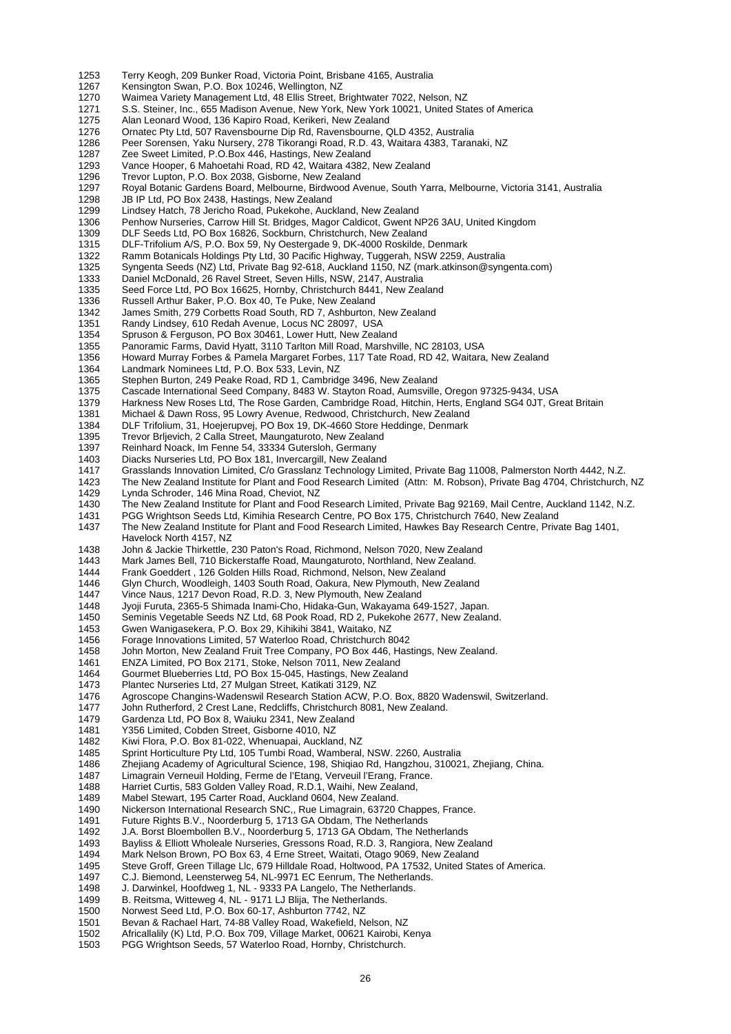1253 Terry Keogh, 209 Bunker Road, Victoria Point, Brisbane 4165, Australia
1267 Kensington Swan, P.O. Box 10246, Wellington, NZ
1270 Waimea Variety Management Ltd, 48 Ellis Street, Brightwater 7022, Nelson, NZ
1271 S.S. Steiner, Inc., 655 Madison Avenue, New York, New York 10021, United States of America
1275 Alan Leonard Wood, 136 Kapiro Road, Kerikeri, New Zealand
1276 Ornatec Pty Ltd, 507 Ravensbourne Dip Rd, Ravensbourne, QLD 4352, Australia
1286 Peer Sorensen, Yaku Nursery, 278 Tikorangi Road, R.D. 43, Waitara 4383, Taranaki, NZ
1287 Zee Sweet Limited, P.O.Box 446, Hastings, New Zealand
1293 Vance Hooper, 6 Mahoetahi Road, RD 42, Waitara 4382, New Zealand
1296 Trevor Lupton, P.O. Box 2038, Gisborne, New Zealand
1297 Royal Botanic Gardens Board, Melbourne, Birdwood Avenue, South Yarra, Melbourne, Victoria 3141, Australia
1298 JB IP Ltd, PO Box 2438, Hastings, New Zealand
1299 Lindsey Hatch, 78 Jericho Road, Pukekohe, Auckland, New Zealand
1306 Penhow Nurseries, Carrow Hill St. Bridges, Magor Caldicot, Gwent NP26 3AU, United Kingdom
1309 DLF Seeds Ltd, PO Box 16826, Sockburn, Christchurch, New Zealand
1315 DLF-Trifolium A/S, P.O. Box 59, Ny Oestergade 9, DK-4000 Roskilde, Denmark
1322 Ramm Botanicals Holdings Pty Ltd, 30 Pacific Highway, Tuggerah, NSW 2259, Australia
1325 Syngenta Seeds (NZ) Ltd, Private Bag 92-618, Auckland 1150, NZ (mark.atkinson@syngenta.com)
1333 Daniel McDonald, 26 Ravel Street, Seven Hills, NSW, 2147, Australia
1335 Seed Force Ltd, PO Box 16625, Hornby, Christchurch 8441, New Zealand
1336 Russell Arthur Baker, P.O. Box 40, Te Puke, New Zealand
1342 James Smith, 279 Corbetts Road South, RD 7, Ashburton, New Zealand
1351 Randy Lindsey, 610 Redah Avenue, Locus NC 28097, USA
1354 Spruson & Ferguson, PO Box 30461, Lower Hutt, New Zealand
1355 Panoramic Farms, David Hyatt, 3110 Tarlton Mill Road, Marshville, NC 28103, USA
1356 Howard Murray Forbes & Pamela Margaret Forbes, 117 Tate Road, RD 42, Waitara, New Zealand
1364 Landmark Nominees Ltd, P.O. Box 533, Levin, NZ
1365 Stephen Burton, 249 Peake Road, RD 1, Cambridge 3496, New Zealand
1375 Cascade International Seed Company, 8483 W. Stayton Road, Aumsville, Oregon 97325-9434, USA
1379 Harkness New Roses Ltd, The Rose Garden, Cambridge Road, Hitchin, Herts, England SG4 0JT, Great Britain
1381 Michael & Dawn Ross, 95 Lowry Avenue, Redwood, Christchurch, New Zealand
1384 DLF Trifolium, 31, Hoejerupvej, PO Box 19, DK-4660 Store Heddinge, Denmark
1395 Trevor Brljevich, 2 Calla Street, Maungaturoto, New Zealand
1397 Reinhard Noack, Im Fenne 54, 33334 Gutersloh, Germany
1403 Diacks Nurseries Ltd, PO Box 181, Invercargill, New Zealand
1417 Grasslands Innovation Limited, C/o Grasslanz Technology Limited, Private Bag 11008, Palmerston North 4442, N.Z.
1423 The New Zealand Institute for Plant and Food Research Limited (Attn: M. Robson), Private Bag 4704, Christchurch, NZ
1429 Lynda Schroder, 146 Mina Road, Cheviot, NZ
1430 The New Zealand Institute for Plant and Food Research Limited, Private Bag 92169, Mail Centre, Auckland 1142, N.Z.
1431 PGG Wrightson Seeds Ltd, Kimihia Research Centre, PO Box 175, Christchurch 7640, New Zealand
1437 The New Zealand Institute for Plant and Food Research Limited, Hawkes Bay Research Centre, Private Bag 1401, Havelock North 4157, NZ
1438 John & Jackie Thirkettle, 230 Paton's Road, Richmond, Nelson 7020, New Zealand
1443 Mark James Bell, 710 Bickerstaffe Road, Maungaturoto, Northland, New Zealand.
1444 Frank Goeddert , 126 Golden Hills Road, Richmond, Nelson, New Zealand
1446 Glyn Church, Woodleigh, 1403 South Road, Oakura, New Plymouth, New Zealand
1447 Vince Naus, 1217 Devon Road, R.D. 3, New Plymouth, New Zealand
1448 Jyoji Furuta, 2365-5 Shimada Inami-Cho, Hidaka-Gun, Wakayama 649-1527, Japan.
1450 Seminis Vegetable Seeds NZ Ltd, 68 Pook Road, RD 2, Pukekohe 2677, New Zealand.
1453 Gwen Wanigasekera, P.O. Box 29, Kihikihi 3841, Waitako, NZ
1456 Forage Innovations Limited, 57 Waterloo Road, Christchurch 8042
1458 John Morton, New Zealand Fruit Tree Company, PO Box 446, Hastings, New Zealand.
1461 ENZA Limited, PO Box 2171, Stoke, Nelson 7011, New Zealand
1464 Gourmet Blueberries Ltd, PO Box 15-045, Hastings, New Zealand
1473 Plantec Nurseries Ltd, 27 Mulgan Street, Katikati 3129, NZ
1476 Agroscope Changins-Wadenswil Research Station ACW, P.O. Box, 8820 Wadenswil, Switzerland.
1477 John Rutherford, 2 Crest Lane, Redcliffs, Christchurch 8081, New Zealand.
1479 Gardenza Ltd, PO Box 8, Waiuku 2341, New Zealand
1481 Y356 Limited, Cobden Street, Gisborne 4010, NZ
1482 Kiwi Flora, P.O. Box 81-022, Whenuapai, Auckland, NZ
1485 Sprint Horticulture Pty Ltd, 105 Tumbi Road, Wamberal, NSW. 2260, Australia
1486 Zhejiang Academy of Agricultural Science, 198, Shiqiao Rd, Hangzhou, 310021, Zhejiang, China.
1487 Limagrain Verneuil Holding, Ferme de l'Etang, Verveuil l'Erang, France.
1488 Harriet Curtis, 583 Golden Valley Road, R.D.1, Waihi, New Zealand,
1489 Mabel Stewart, 195 Carter Road, Auckland 0604, New Zealand.
1490 Nickerson International Research SNC,, Rue Limagrain, 63720 Chappes, France.
1491 Future Rights B.V., Noorderburg 5, 1713 GA Obdam, The Netherlands
1492 J.A. Borst Bloembollen B.V., Noorderburg 5, 1713 GA Obdam, The Netherlands
1493 Bayliss & Elliott Wholeale Nurseries, Gressons Road, R.D. 3, Rangiora, New Zealand
1494 Mark Nelson Brown, PO Box 63, 4 Erne Street, Waitati, Otago 9069, New Zealand
1495 Steve Groff, Green Tillage Llc, 679 Hilldale Road, Holtwood, PA 17532, United States of America.
1497 C.J. Biemond, Leensterweg 54, NL-9971 EC Eenrum, The Netherlands.
1498 J. Darwinkel, Hoofdweg 1, NL - 9333 PA Langelo, The Netherlands.
1499 B. Reitsma, Witteweg 4, NL - 9171 LJ Blija, The Netherlands.
1500 Norwest Seed Ltd, P.O. Box 60-17, Ashburton 7742, NZ
1501 Bevan & Rachael Hart, 74-88 Valley Road, Wakefield, Nelson, NZ
1502 Africallalily (K) Ltd, P.O. Box 709, Village Market, 00621 Kairobi, Kenya
1503 PGG Wrightson Seeds, 57 Waterloo Road, Hornby, Christchurch.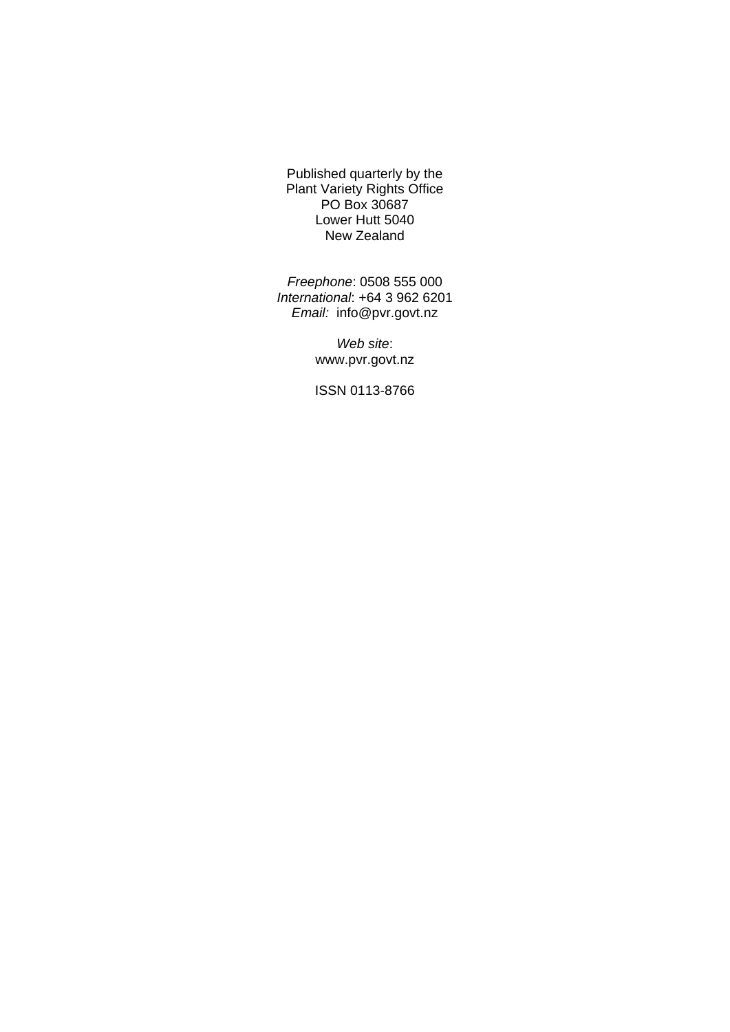Published quarterly by the
Plant Variety Rights Office
PO Box 30687
Lower Hutt 5040
New Zealand

*Freephone*: 0508 555 000
*International*: +64 3 962 6201
*Email:* info@pvr.govt.nz

*Web site*:
www.pvr.govt.nz

ISSN 0113-8766